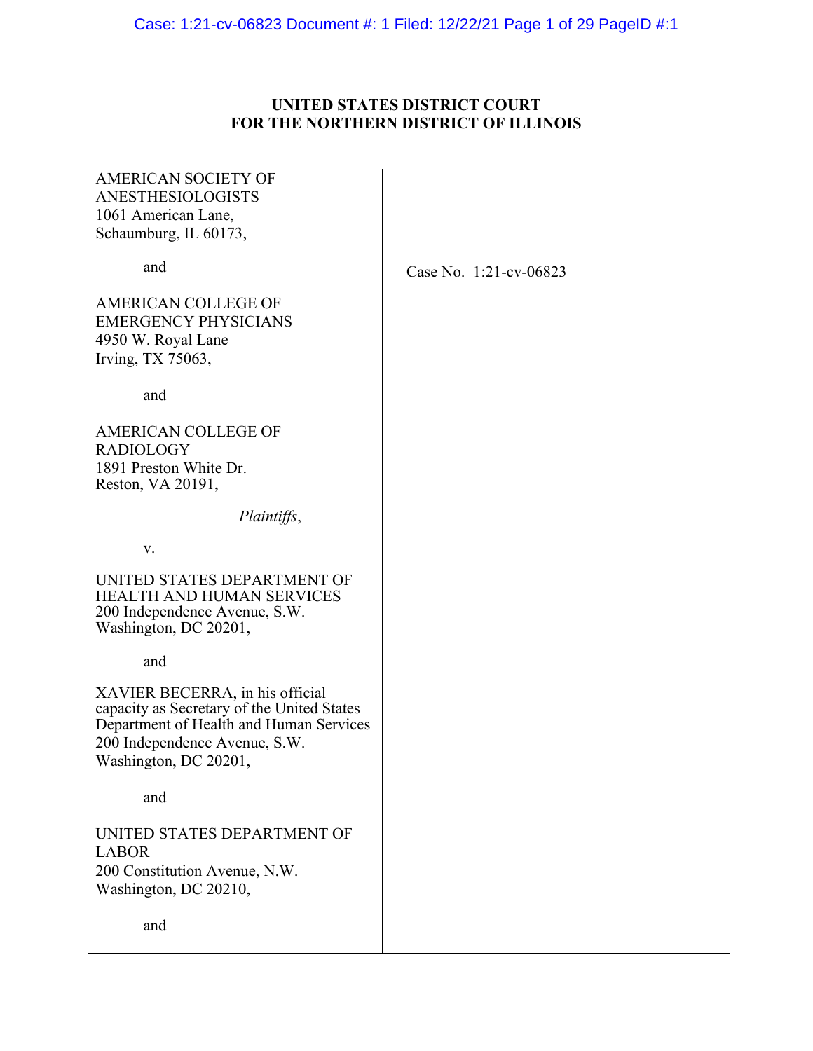**UNITED STATES DISTRICT COURT**
**FOR THE NORTHERN DISTRICT OF ILLINOIS**

AMERICAN SOCIETY OF ANESTHESIOLOGISTS
1061 American Lane,
Schaumburg, IL 60173,

and

AMERICAN COLLEGE OF EMERGENCY PHYSICIANS
4950 W. Royal Lane
Irving, TX 75063,

and

AMERICAN COLLEGE OF RADIOLOGY
1891 Preston White Dr.
Reston, VA 20191,

*Plaintiffs*,

v.

UNITED STATES DEPARTMENT OF HEALTH AND HUMAN SERVICES
200 Independence Avenue, S.W.
Washington, DC 20201,

and

XAVIER BECERRA, in his official capacity as Secretary of the United States Department of Health and Human Services
200 Independence Avenue, S.W.
Washington, DC 20201,

and

UNITED STATES DEPARTMENT OF LABOR
200 Constitution Avenue, N.W.
Washington, DC 20210,

and

Case No. 1:21-cv-06823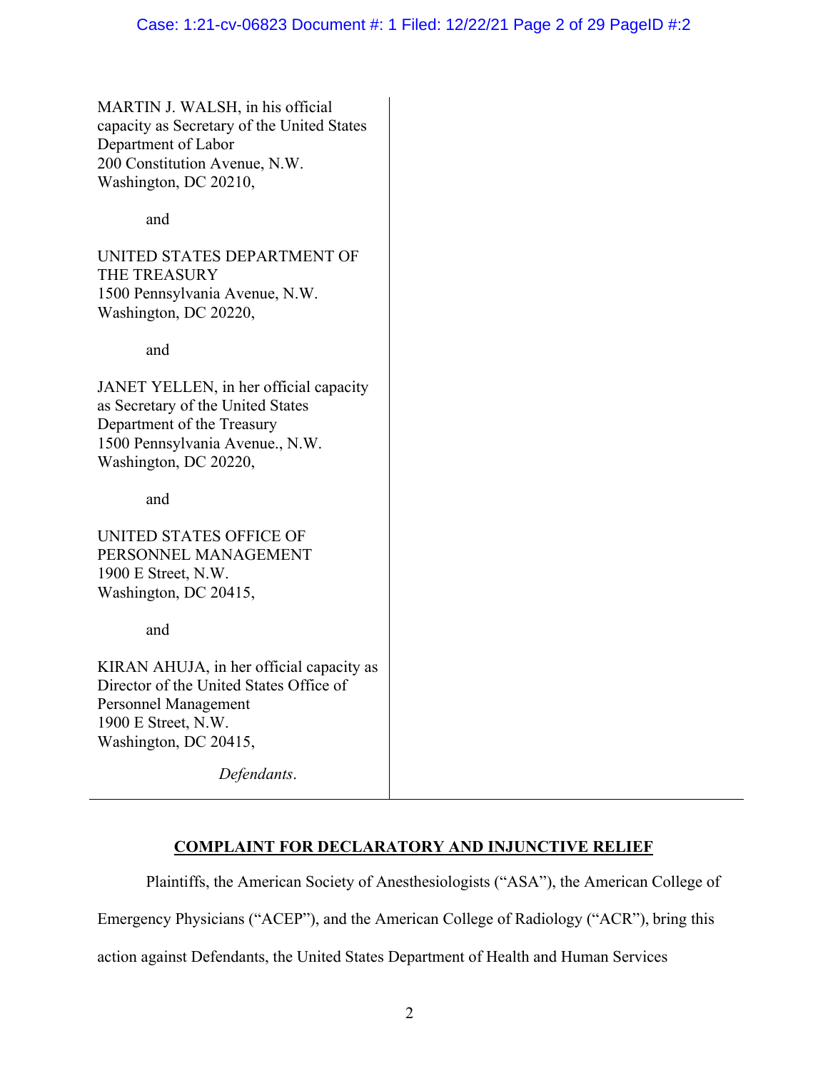MARTIN J. WALSH, in his official capacity as Secretary of the United States Department of Labor
200 Constitution Avenue, N.W.
Washington, DC 20210,

and

UNITED STATES DEPARTMENT OF THE TREASURY
1500 Pennsylvania Avenue, N.W.
Washington, DC 20220,

and

JANET YELLEN, in her official capacity as Secretary of the United States Department of the Treasury
1500 Pennsylvania Avenue., N.W.
Washington, DC 20220,

and

UNITED STATES OFFICE OF PERSONNEL MANAGEMENT
1900 E Street, N.W.
Washington, DC 20415,

and

KIRAN AHUJA, in her official capacity as Director of the United States Office of Personnel Management
1900 E Street, N.W.
Washington, DC 20415,

*Defendants*.

## COMPLAINT FOR DECLARATORY AND INJUNCTIVE RELIEF

Plaintiffs, the American Society of Anesthesiologists ("ASA"), the American College of Emergency Physicians ("ACEP"), and the American College of Radiology ("ACR"), bring this action against Defendants, the United States Department of Health and Human Services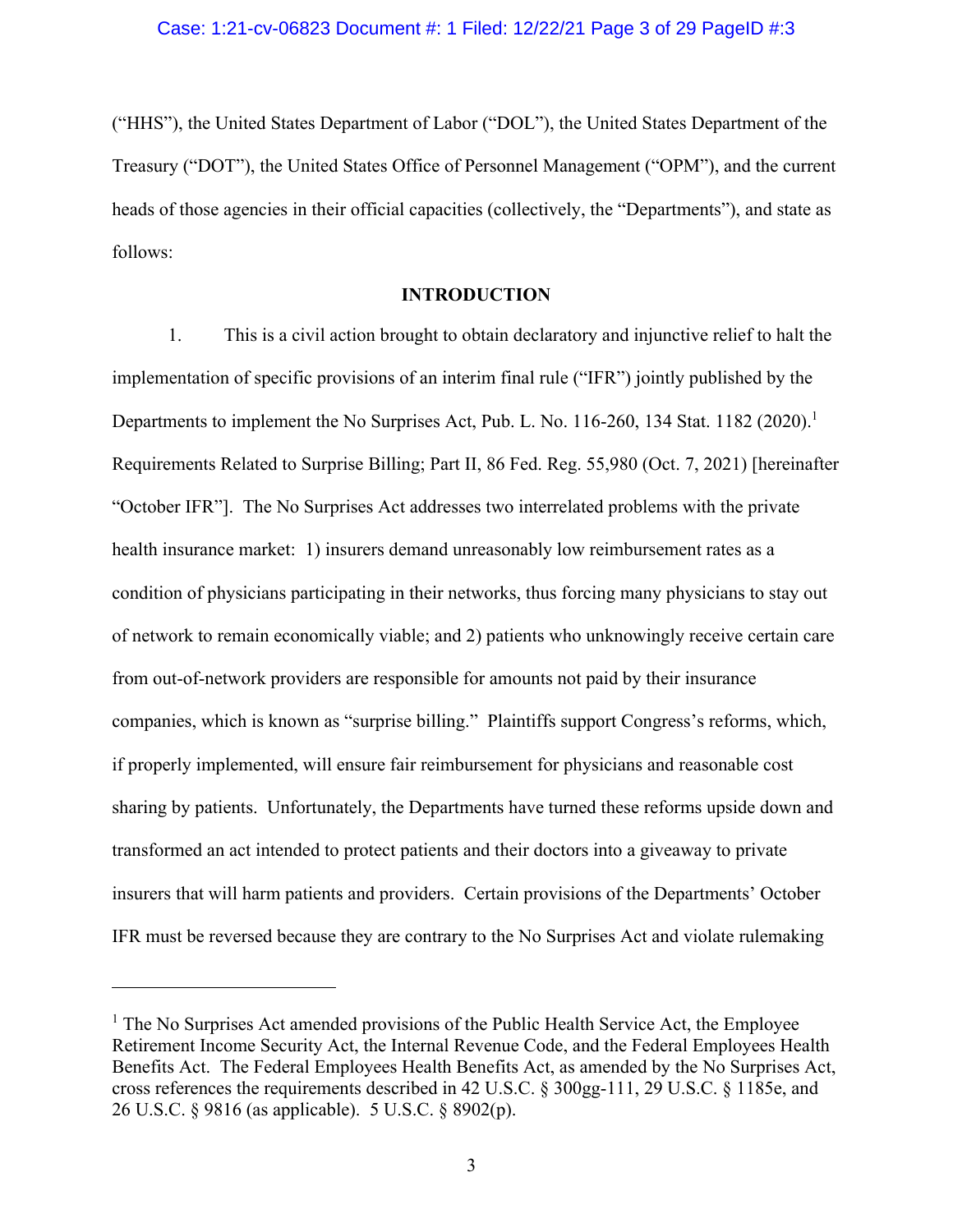("HHS"), the United States Department of Labor ("DOL"), the United States Department of the Treasury ("DOT"), the United States Office of Personnel Management ("OPM"), and the current heads of those agencies in their official capacities (collectively, the "Departments"), and state as follows:

**INTRODUCTION**

1. This is a civil action brought to obtain declaratory and injunctive relief to halt the implementation of specific provisions of an interim final rule ("IFR") jointly published by the Departments to implement the No Surprises Act, Pub. L. No. 116-260, 134 Stat. 1182 (2020).[1] Requirements Related to Surprise Billing; Part II, 86 Fed. Reg. 55,980 (Oct. 7, 2021) [hereinafter "October IFR"]. The No Surprises Act addresses two interrelated problems with the private health insurance market: 1) insurers demand unreasonably low reimbursement rates as a condition of physicians participating in their networks, thus forcing many physicians to stay out of network to remain economically viable; and 2) patients who unknowingly receive certain care from out-of-network providers are responsible for amounts not paid by their insurance companies, which is known as "surprise billing." Plaintiffs support Congress's reforms, which, if properly implemented, will ensure fair reimbursement for physicians and reasonable cost sharing by patients. Unfortunately, the Departments have turned these reforms upside down and transformed an act intended to protect patients and their doctors into a giveaway to private insurers that will harm patients and providers. Certain provisions of the Departments' October IFR must be reversed because they are contrary to the No Surprises Act and violate rulemaking

---

[1] The No Surprises Act amended provisions of the Public Health Service Act, the Employee Retirement Income Security Act, the Internal Revenue Code, and the Federal Employees Health Benefits Act. The Federal Employees Health Benefits Act, as amended by the No Surprises Act, cross references the requirements described in 42 U.S.C. § 300gg-111, 29 U.S.C. § 1185e, and 26 U.S.C. § 9816 (as applicable). 5 U.S.C. § 8902(p).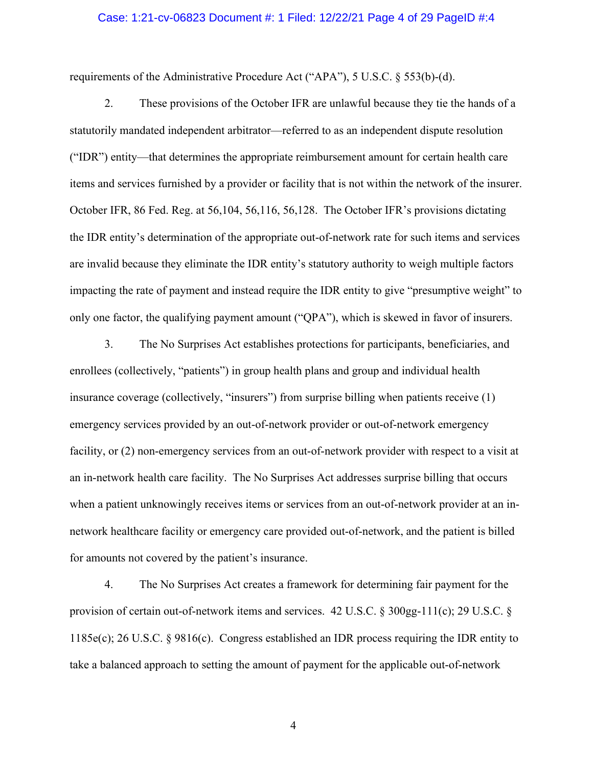requirements of the Administrative Procedure Act ("APA"), 5 U.S.C. § 553(b)-(d).

2. These provisions of the October IFR are unlawful because they tie the hands of a statutorily mandated independent arbitrator—referred to as an independent dispute resolution ("IDR") entity—that determines the appropriate reimbursement amount for certain health care items and services furnished by a provider or facility that is not within the network of the insurer. October IFR, 86 Fed. Reg. at 56,104, 56,116, 56,128. The October IFR's provisions dictating the IDR entity's determination of the appropriate out-of-network rate for such items and services are invalid because they eliminate the IDR entity's statutory authority to weigh multiple factors impacting the rate of payment and instead require the IDR entity to give "presumptive weight" to only one factor, the qualifying payment amount ("QPA"), which is skewed in favor of insurers.

3. The No Surprises Act establishes protections for participants, beneficiaries, and enrollees (collectively, "patients") in group health plans and group and individual health insurance coverage (collectively, "insurers") from surprise billing when patients receive (1) emergency services provided by an out-of-network provider or out-of-network emergency facility, or (2) non-emergency services from an out-of-network provider with respect to a visit at an in-network health care facility. The No Surprises Act addresses surprise billing that occurs when a patient unknowingly receives items or services from an out-of-network provider at an in-network healthcare facility or emergency care provided out-of-network, and the patient is billed for amounts not covered by the patient's insurance.

4. The No Surprises Act creates a framework for determining fair payment for the provision of certain out-of-network items and services. 42 U.S.C. § 300gg-111(c); 29 U.S.C. § 1185e(c); 26 U.S.C. § 9816(c). Congress established an IDR process requiring the IDR entity to take a balanced approach to setting the amount of payment for the applicable out-of-network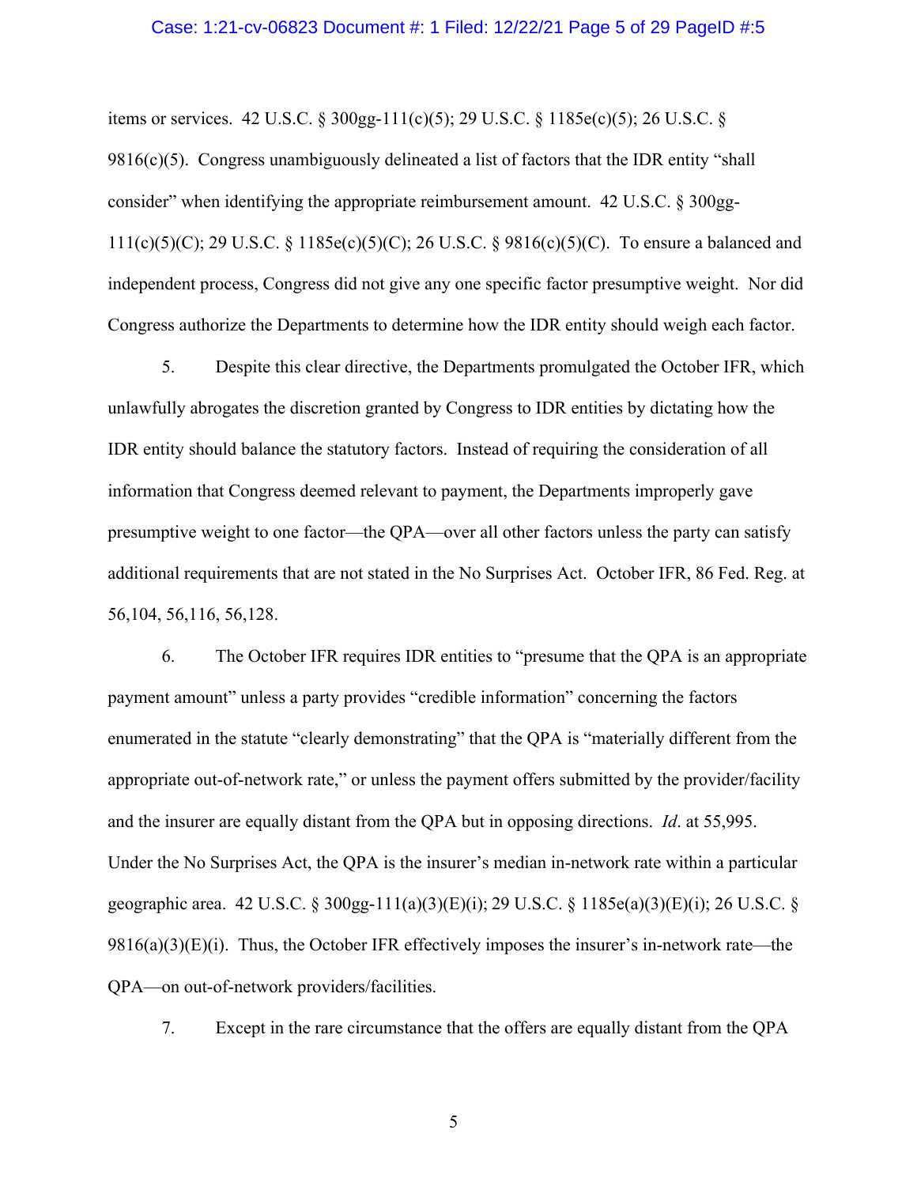items or services. 42 U.S.C. § 300gg-111(c)(5); 29 U.S.C. § 1185e(c)(5); 26 U.S.C. § 9816(c)(5). Congress unambiguously delineated a list of factors that the IDR entity "shall consider" when identifying the appropriate reimbursement amount. 42 U.S.C. § 300gg-111(c)(5)(C); 29 U.S.C. § 1185e(c)(5)(C); 26 U.S.C. § 9816(c)(5)(C). To ensure a balanced and independent process, Congress did not give any one specific factor presumptive weight. Nor did Congress authorize the Departments to determine how the IDR entity should weigh each factor.

5. Despite this clear directive, the Departments promulgated the October IFR, which unlawfully abrogates the discretion granted by Congress to IDR entities by dictating how the IDR entity should balance the statutory factors. Instead of requiring the consideration of all information that Congress deemed relevant to payment, the Departments improperly gave presumptive weight to one factor—the QPA—over all other factors unless the party can satisfy additional requirements that are not stated in the No Surprises Act. October IFR, 86 Fed. Reg. at 56,104, 56,116, 56,128.

6. The October IFR requires IDR entities to "presume that the QPA is an appropriate payment amount" unless a party provides "credible information" concerning the factors enumerated in the statute "clearly demonstrating" that the QPA is "materially different from the appropriate out-of-network rate," or unless the payment offers submitted by the provider/facility and the insurer are equally distant from the QPA but in opposing directions. *Id*. at 55,995. Under the No Surprises Act, the QPA is the insurer's median in-network rate within a particular geographic area. 42 U.S.C. § 300gg-111(a)(3)(E)(i); 29 U.S.C. § 1185e(a)(3)(E)(i); 26 U.S.C. § 9816(a)(3)(E)(i). Thus, the October IFR effectively imposes the insurer's in-network rate—the QPA—on out-of-network providers/facilities.

7. Except in the rare circumstance that the offers are equally distant from the QPA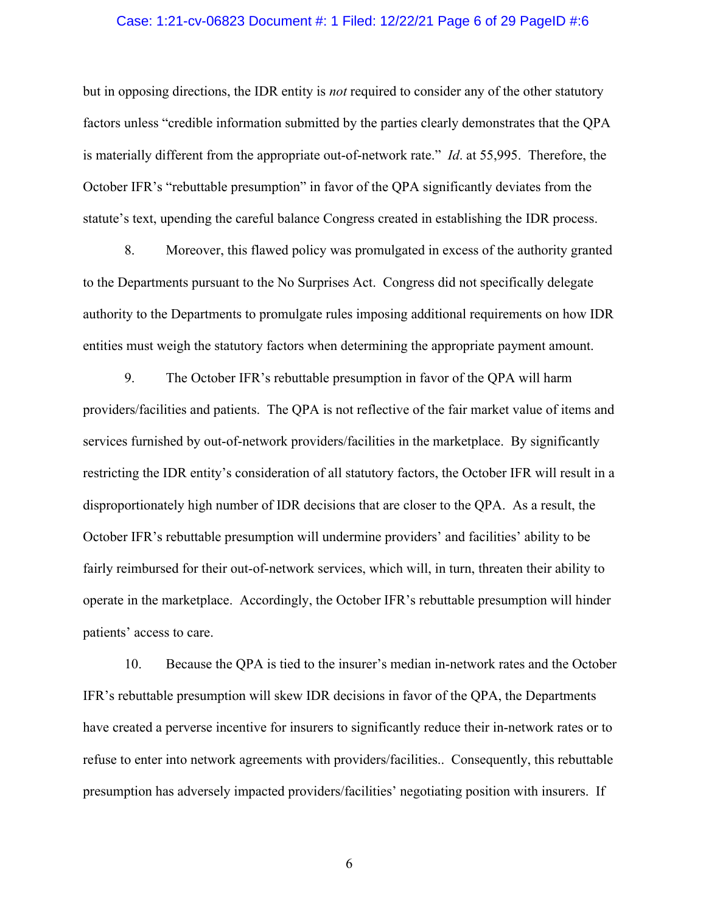but in opposing directions, the IDR entity is *not* required to consider any of the other statutory factors unless "credible information submitted by the parties clearly demonstrates that the QPA is materially different from the appropriate out-of-network rate." *Id*. at 55,995. Therefore, the October IFR's "rebuttable presumption" in favor of the QPA significantly deviates from the statute's text, upending the careful balance Congress created in establishing the IDR process.

8. Moreover, this flawed policy was promulgated in excess of the authority granted to the Departments pursuant to the No Surprises Act. Congress did not specifically delegate authority to the Departments to promulgate rules imposing additional requirements on how IDR entities must weigh the statutory factors when determining the appropriate payment amount.

9. The October IFR's rebuttable presumption in favor of the QPA will harm providers/facilities and patients. The QPA is not reflective of the fair market value of items and services furnished by out-of-network providers/facilities in the marketplace. By significantly restricting the IDR entity's consideration of all statutory factors, the October IFR will result in a disproportionately high number of IDR decisions that are closer to the QPA. As a result, the October IFR's rebuttable presumption will undermine providers' and facilities' ability to be fairly reimbursed for their out-of-network services, which will, in turn, threaten their ability to operate in the marketplace. Accordingly, the October IFR's rebuttable presumption will hinder patients' access to care.

10. Because the QPA is tied to the insurer's median in-network rates and the October IFR's rebuttable presumption will skew IDR decisions in favor of the QPA, the Departments have created a perverse incentive for insurers to significantly reduce their in-network rates or to refuse to enter into network agreements with providers/facilities.. Consequently, this rebuttable presumption has adversely impacted providers/facilities' negotiating position with insurers. If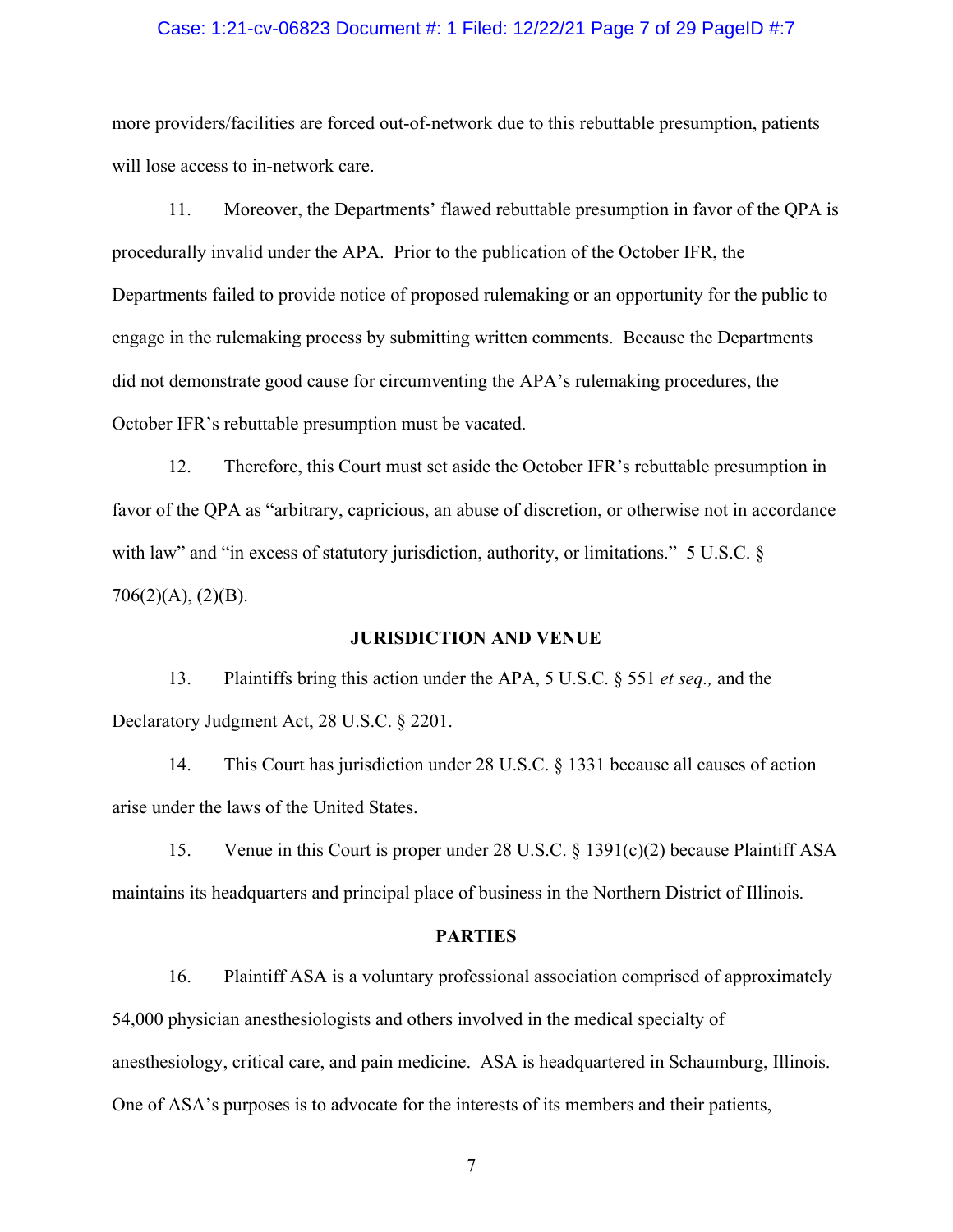more providers/facilities are forced out-of-network due to this rebuttable presumption, patients will lose access to in-network care.

11. Moreover, the Departments' flawed rebuttable presumption in favor of the QPA is procedurally invalid under the APA. Prior to the publication of the October IFR, the Departments failed to provide notice of proposed rulemaking or an opportunity for the public to engage in the rulemaking process by submitting written comments. Because the Departments did not demonstrate good cause for circumventing the APA's rulemaking procedures, the October IFR's rebuttable presumption must be vacated.

12. Therefore, this Court must set aside the October IFR's rebuttable presumption in favor of the QPA as "arbitrary, capricious, an abuse of discretion, or otherwise not in accordance with law" and "in excess of statutory jurisdiction, authority, or limitations." 5 U.S.C. § 706(2)(A), (2)(B).

**JURISDICTION AND VENUE**

13. Plaintiffs bring this action under the APA, 5 U.S.C. § 551 *et seq.,* and the Declaratory Judgment Act, 28 U.S.C. § 2201.

14. This Court has jurisdiction under 28 U.S.C. § 1331 because all causes of action arise under the laws of the United States.

15. Venue in this Court is proper under 28 U.S.C. § 1391(c)(2) because Plaintiff ASA maintains its headquarters and principal place of business in the Northern District of Illinois.

**PARTIES**

16. Plaintiff ASA is a voluntary professional association comprised of approximately 54,000 physician anesthesiologists and others involved in the medical specialty of anesthesiology, critical care, and pain medicine. ASA is headquartered in Schaumburg, Illinois. One of ASA's purposes is to advocate for the interests of its members and their patients,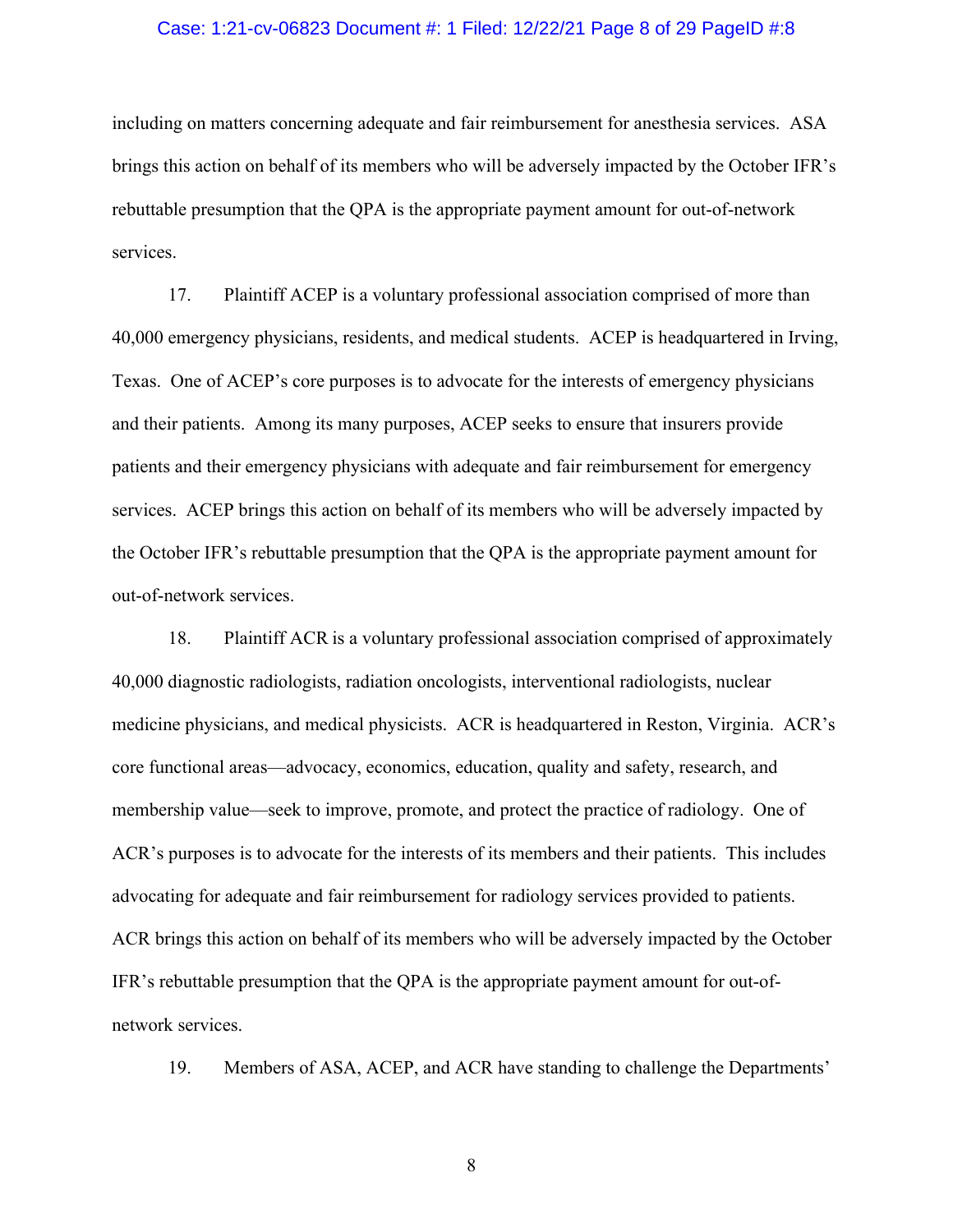including on matters concerning adequate and fair reimbursement for anesthesia services. ASA brings this action on behalf of its members who will be adversely impacted by the October IFR's rebuttable presumption that the QPA is the appropriate payment amount for out-of-network services.

17. Plaintiff ACEP is a voluntary professional association comprised of more than 40,000 emergency physicians, residents, and medical students. ACEP is headquartered in Irving, Texas. One of ACEP's core purposes is to advocate for the interests of emergency physicians and their patients. Among its many purposes, ACEP seeks to ensure that insurers provide patients and their emergency physicians with adequate and fair reimbursement for emergency services. ACEP brings this action on behalf of its members who will be adversely impacted by the October IFR's rebuttable presumption that the QPA is the appropriate payment amount for out-of-network services.

18. Plaintiff ACR is a voluntary professional association comprised of approximately 40,000 diagnostic radiologists, radiation oncologists, interventional radiologists, nuclear medicine physicians, and medical physicists. ACR is headquartered in Reston, Virginia. ACR's core functional areas—advocacy, economics, education, quality and safety, research, and membership value—seek to improve, promote, and protect the practice of radiology. One of ACR's purposes is to advocate for the interests of its members and their patients. This includes advocating for adequate and fair reimbursement for radiology services provided to patients. ACR brings this action on behalf of its members who will be adversely impacted by the October IFR's rebuttable presumption that the QPA is the appropriate payment amount for out-of-network services.

19. Members of ASA, ACEP, and ACR have standing to challenge the Departments'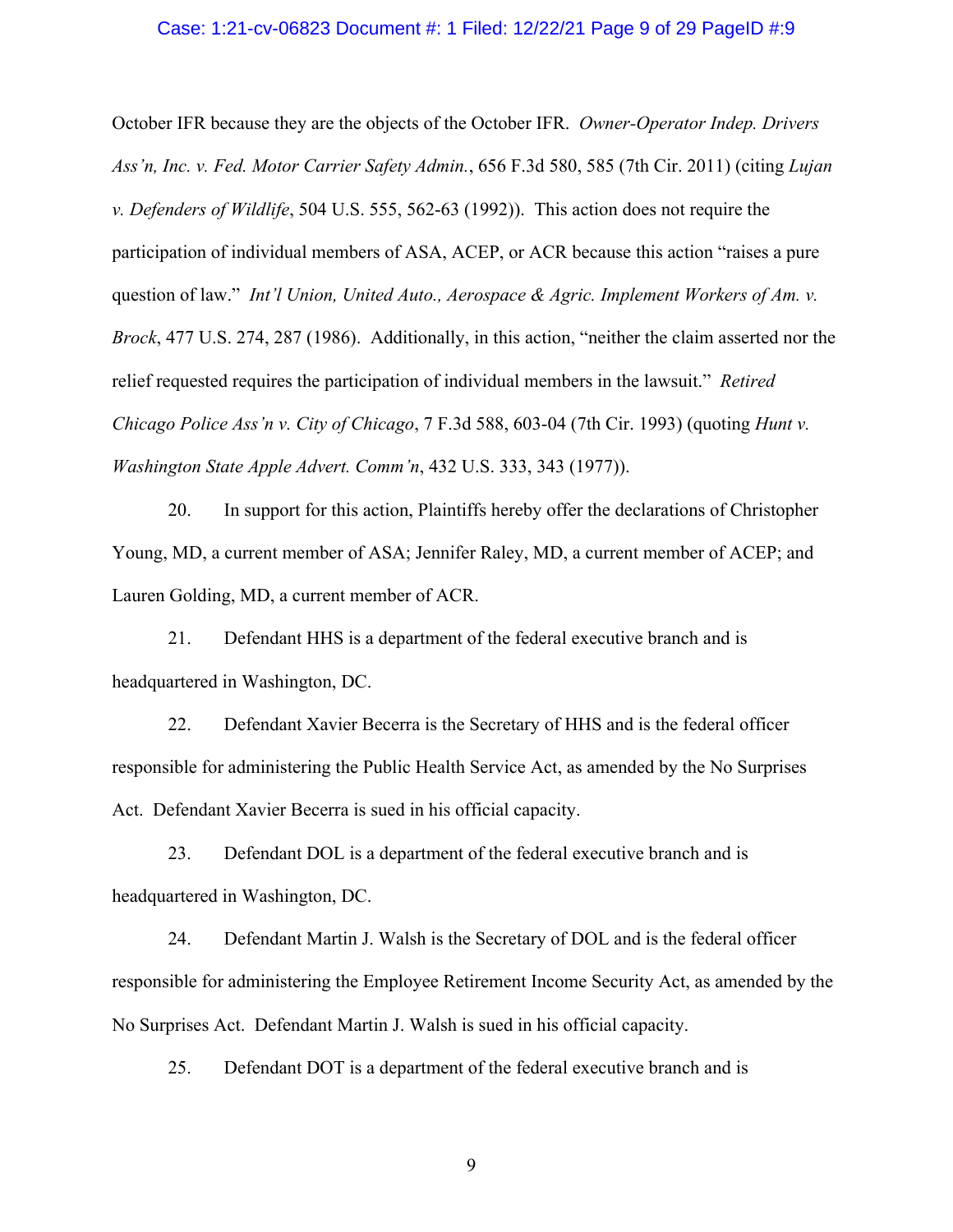October IFR because they are the objects of the October IFR. *Owner-Operator Indep. Drivers Ass'n, Inc. v. Fed. Motor Carrier Safety Admin.*, 656 F.3d 580, 585 (7th Cir. 2011) (citing *Lujan v. Defenders of Wildlife*, 504 U.S. 555, 562-63 (1992)). This action does not require the participation of individual members of ASA, ACEP, or ACR because this action "raises a pure question of law." *Int'l Union, United Auto., Aerospace & Agric. Implement Workers of Am. v. Brock*, 477 U.S. 274, 287 (1986). Additionally, in this action, "neither the claim asserted nor the relief requested requires the participation of individual members in the lawsuit." *Retired Chicago Police Ass'n v. City of Chicago*, 7 F.3d 588, 603-04 (7th Cir. 1993) (quoting *Hunt v. Washington State Apple Advert. Comm'n*, 432 U.S. 333, 343 (1977)).

20. In support for this action, Plaintiffs hereby offer the declarations of Christopher Young, MD, a current member of ASA; Jennifer Raley, MD, a current member of ACEP; and Lauren Golding, MD, a current member of ACR.

21. Defendant HHS is a department of the federal executive branch and is headquartered in Washington, DC.

22. Defendant Xavier Becerra is the Secretary of HHS and is the federal officer responsible for administering the Public Health Service Act, as amended by the No Surprises Act. Defendant Xavier Becerra is sued in his official capacity.

23. Defendant DOL is a department of the federal executive branch and is headquartered in Washington, DC.

24. Defendant Martin J. Walsh is the Secretary of DOL and is the federal officer responsible for administering the Employee Retirement Income Security Act, as amended by the No Surprises Act. Defendant Martin J. Walsh is sued in his official capacity.

25. Defendant DOT is a department of the federal executive branch and is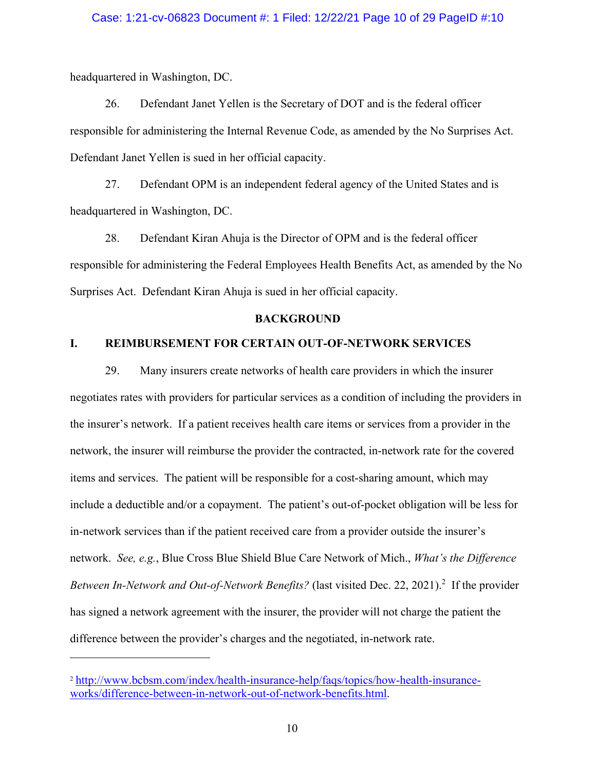headquartered in Washington, DC.

26. Defendant Janet Yellen is the Secretary of DOT and is the federal officer responsible for administering the Internal Revenue Code, as amended by the No Surprises Act. Defendant Janet Yellen is sued in her official capacity.

27. Defendant OPM is an independent federal agency of the United States and is headquartered in Washington, DC.

28. Defendant Kiran Ahuja is the Director of OPM and is the federal officer responsible for administering the Federal Employees Health Benefits Act, as amended by the No Surprises Act. Defendant Kiran Ahuja is sued in her official capacity.

## BACKGROUND

### I. REIMBURSEMENT FOR CERTAIN OUT-OF-NETWORK SERVICES

29. Many insurers create networks of health care providers in which the insurer negotiates rates with providers for particular services as a condition of including the providers in the insurer's network. If a patient receives health care items or services from a provider in the network, the insurer will reimburse the provider the contracted, in-network rate for the covered items and services. The patient will be responsible for a cost-sharing amount, which may include a deductible and/or a copayment. The patient's out-of-pocket obligation will be less for in-network services than if the patient received care from a provider outside the insurer's network. *See, e.g.*, Blue Cross Blue Shield Blue Care Network of Mich., *What's the Difference Between In-Network and Out-of-Network Benefits?* (last visited Dec. 22, 2021).[2] If the provider has signed a network agreement with the insurer, the provider will not charge the patient the difference between the provider's charges and the negotiated, in-network rate.

---

[2] http://www.bcbsm.com/index/health-insurance-help/faqs/topics/how-health-insurance-works/difference-between-in-network-out-of-network-benefits.html.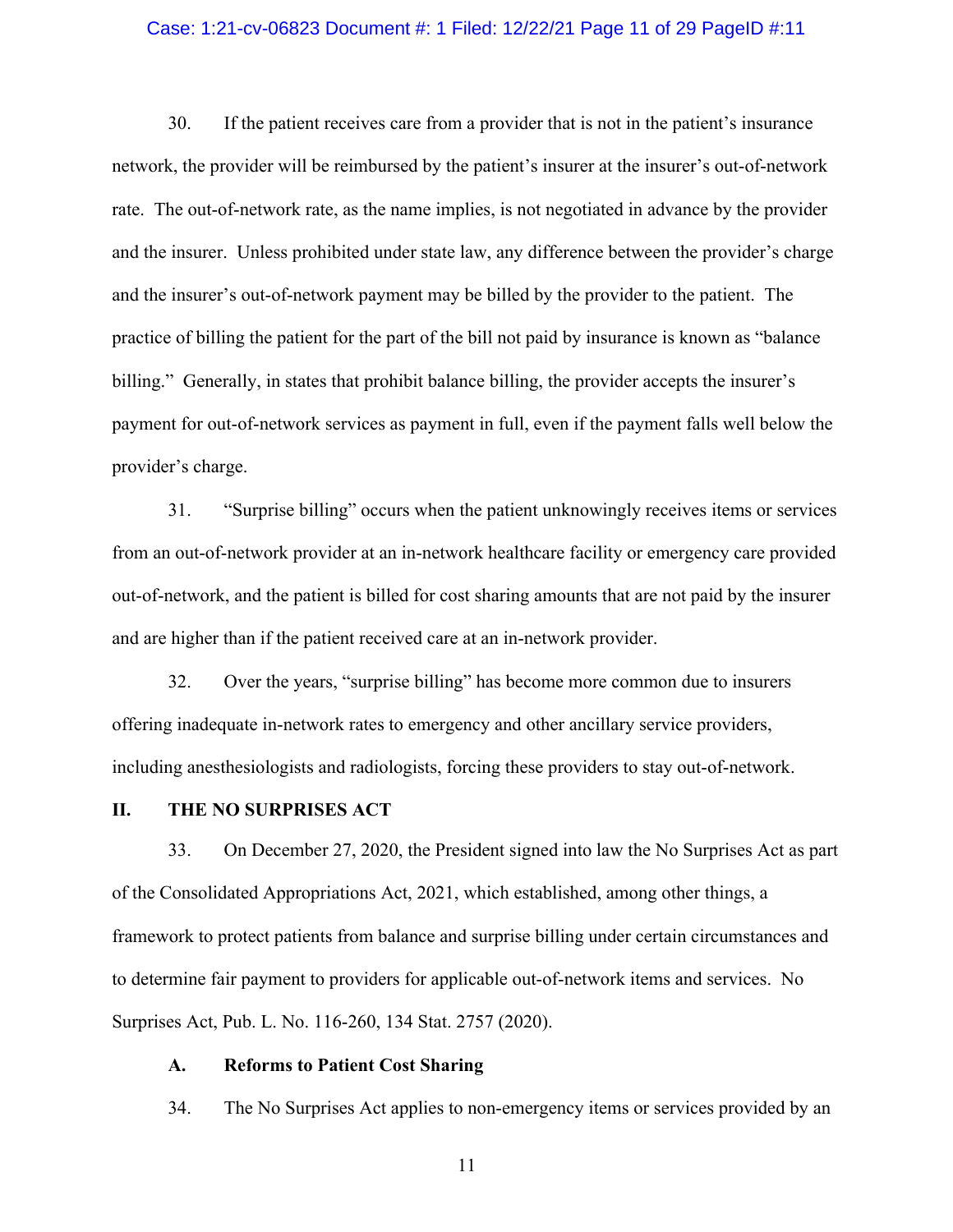30. If the patient receives care from a provider that is not in the patient's insurance network, the provider will be reimbursed by the patient's insurer at the insurer's out-of-network rate. The out-of-network rate, as the name implies, is not negotiated in advance by the provider and the insurer. Unless prohibited under state law, any difference between the provider's charge and the insurer's out-of-network payment may be billed by the provider to the patient. The practice of billing the patient for the part of the bill not paid by insurance is known as "balance billing." Generally, in states that prohibit balance billing, the provider accepts the insurer's payment for out-of-network services as payment in full, even if the payment falls well below the provider's charge.

31. "Surprise billing" occurs when the patient unknowingly receives items or services from an out-of-network provider at an in-network healthcare facility or emergency care provided out-of-network, and the patient is billed for cost sharing amounts that are not paid by the insurer and are higher than if the patient received care at an in-network provider.

32. Over the years, "surprise billing" has become more common due to insurers offering inadequate in-network rates to emergency and other ancillary service providers, including anesthesiologists and radiologists, forcing these providers to stay out-of-network.

## II. THE NO SURPRISES ACT

33. On December 27, 2020, the President signed into law the No Surprises Act as part of the Consolidated Appropriations Act, 2021, which established, among other things, a framework to protect patients from balance and surprise billing under certain circumstances and to determine fair payment to providers for applicable out-of-network items and services. No Surprises Act, Pub. L. No. 116-260, 134 Stat. 2757 (2020).

### A. Reforms to Patient Cost Sharing

34. The No Surprises Act applies to non-emergency items or services provided by an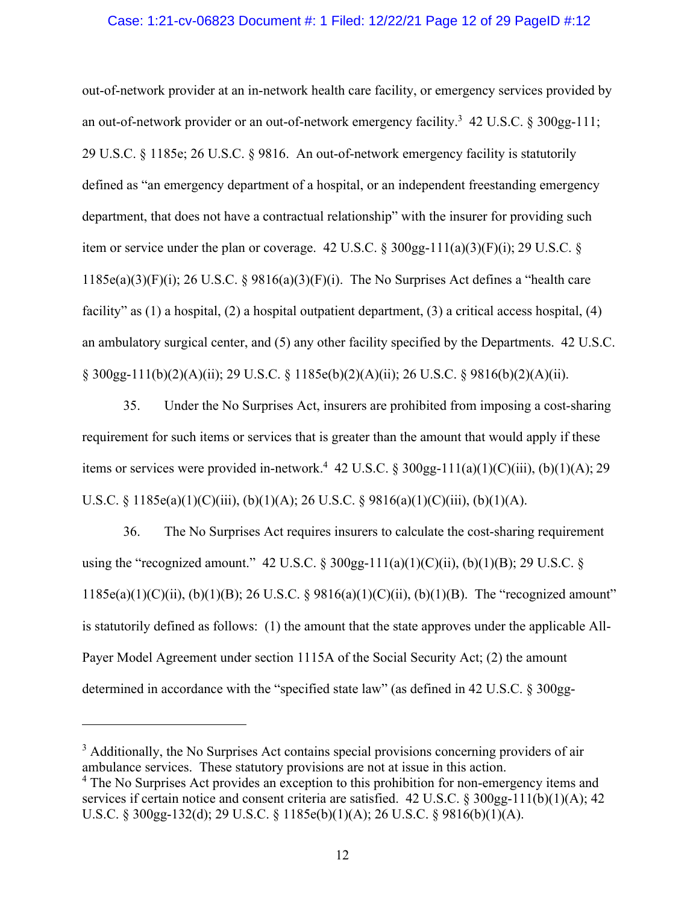out-of-network provider at an in-network health care facility, or emergency services provided by an out-of-network provider or an out-of-network emergency facility.[3] 42 U.S.C. § 300gg-111; 29 U.S.C. § 1185e; 26 U.S.C. § 9816. An out-of-network emergency facility is statutorily defined as "an emergency department of a hospital, or an independent freestanding emergency department, that does not have a contractual relationship" with the insurer for providing such item or service under the plan or coverage. 42 U.S.C. § 300gg-111(a)(3)(F)(i); 29 U.S.C. § 1185e(a)(3)(F)(i); 26 U.S.C. § 9816(a)(3)(F)(i). The No Surprises Act defines a "health care facility" as (1) a hospital, (2) a hospital outpatient department, (3) a critical access hospital, (4) an ambulatory surgical center, and (5) any other facility specified by the Departments. 42 U.S.C. § 300gg-111(b)(2)(A)(ii); 29 U.S.C. § 1185e(b)(2)(A)(ii); 26 U.S.C. § 9816(b)(2)(A)(ii).

35. Under the No Surprises Act, insurers are prohibited from imposing a cost-sharing requirement for such items or services that is greater than the amount that would apply if these items or services were provided in-network.[4] 42 U.S.C. § 300gg-111(a)(1)(C)(iii), (b)(1)(A); 29 U.S.C. § 1185e(a)(1)(C)(iii), (b)(1)(A); 26 U.S.C. § 9816(a)(1)(C)(iii), (b)(1)(A).

36. The No Surprises Act requires insurers to calculate the cost-sharing requirement using the "recognized amount." 42 U.S.C. § 300gg-111(a)(1)(C)(ii), (b)(1)(B); 29 U.S.C. § 1185e(a)(1)(C)(ii), (b)(1)(B); 26 U.S.C. § 9816(a)(1)(C)(ii), (b)(1)(B). The "recognized amount" is statutorily defined as follows: (1) the amount that the state approves under the applicable All-Payer Model Agreement under section 1115A of the Social Security Act; (2) the amount determined in accordance with the "specified state law" (as defined in 42 U.S.C. § 300gg-

---

[3] Additionally, the No Surprises Act contains special provisions concerning providers of air ambulance services. These statutory provisions are not at issue in this action.

[4] The No Surprises Act provides an exception to this prohibition for non-emergency items and services if certain notice and consent criteria are satisfied. 42 U.S.C. § 300gg-111(b)(1)(A); 42 U.S.C. § 300gg-132(d); 29 U.S.C. § 1185e(b)(1)(A); 26 U.S.C. § 9816(b)(1)(A).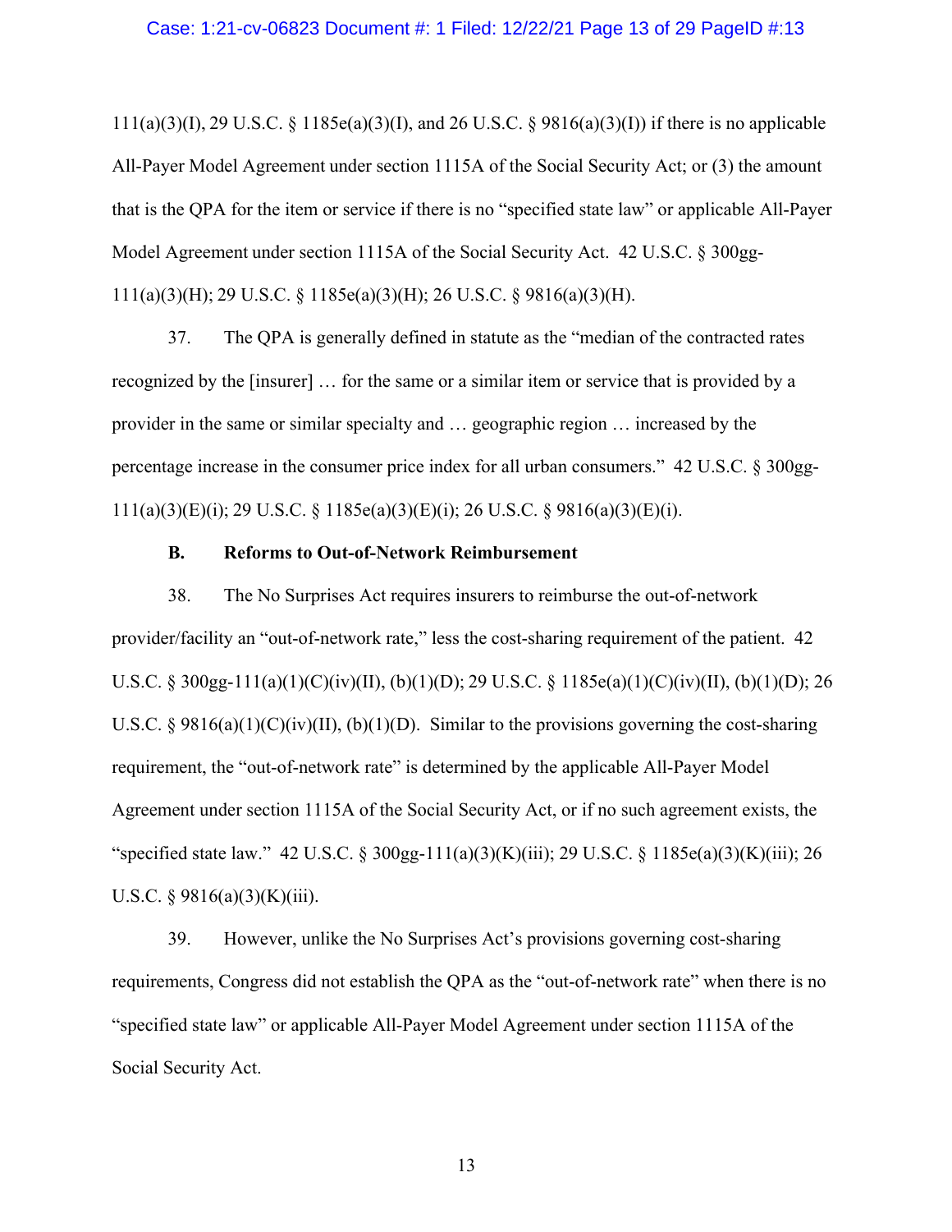111(a)(3)(I), 29 U.S.C. § 1185e(a)(3)(I), and 26 U.S.C. § 9816(a)(3)(I)) if there is no applicable All-Payer Model Agreement under section 1115A of the Social Security Act; or (3) the amount that is the QPA for the item or service if there is no "specified state law" or applicable All-Payer Model Agreement under section 1115A of the Social Security Act. 42 U.S.C. § 300gg-111(a)(3)(H); 29 U.S.C. § 1185e(a)(3)(H); 26 U.S.C. § 9816(a)(3)(H).

37. The QPA is generally defined in statute as the "median of the contracted rates recognized by the [insurer] … for the same or a similar item or service that is provided by a provider in the same or similar specialty and … geographic region … increased by the percentage increase in the consumer price index for all urban consumers." 42 U.S.C. § 300gg-111(a)(3)(E)(i); 29 U.S.C. § 1185e(a)(3)(E)(i); 26 U.S.C. § 9816(a)(3)(E)(i).

### B. Reforms to Out-of-Network Reimbursement

38. The No Surprises Act requires insurers to reimburse the out-of-network provider/facility an "out-of-network rate," less the cost-sharing requirement of the patient. 42 U.S.C. § 300gg-111(a)(1)(C)(iv)(II), (b)(1)(D); 29 U.S.C. § 1185e(a)(1)(C)(iv)(II), (b)(1)(D); 26 U.S.C. § 9816(a)(1)(C)(iv)(II), (b)(1)(D). Similar to the provisions governing the cost-sharing requirement, the "out-of-network rate" is determined by the applicable All-Payer Model Agreement under section 1115A of the Social Security Act, or if no such agreement exists, the "specified state law." 42 U.S.C. § 300gg-111(a)(3)(K)(iii); 29 U.S.C. § 1185e(a)(3)(K)(iii); 26 U.S.C. § 9816(a)(3)(K)(iii).

39. However, unlike the No Surprises Act's provisions governing cost-sharing requirements, Congress did not establish the QPA as the "out-of-network rate" when there is no "specified state law" or applicable All-Payer Model Agreement under section 1115A of the Social Security Act.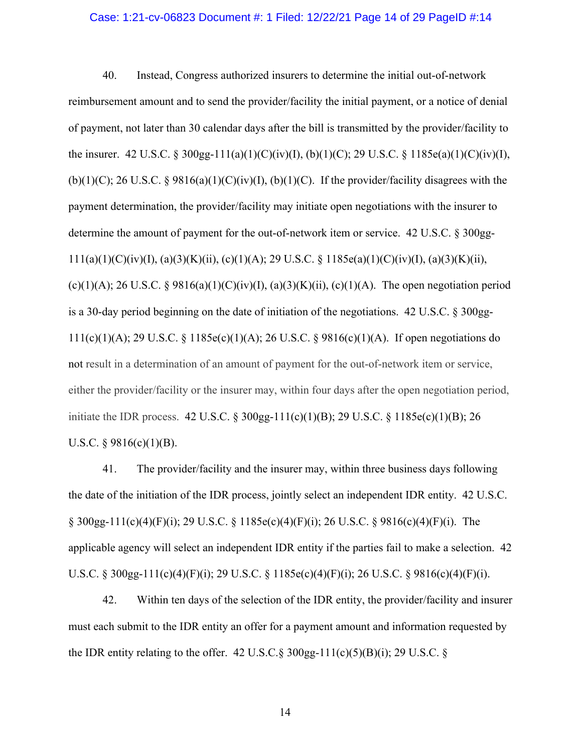40. Instead, Congress authorized insurers to determine the initial out-of-network reimbursement amount and to send the provider/facility the initial payment, or a notice of denial of payment, not later than 30 calendar days after the bill is transmitted by the provider/facility to the insurer. 42 U.S.C. § 300gg-111(a)(1)(C)(iv)(I), (b)(1)(C); 29 U.S.C. § 1185e(a)(1)(C)(iv)(I), (b)(1)(C); 26 U.S.C. § 9816(a)(1)(C)(iv)(I), (b)(1)(C). If the provider/facility disagrees with the payment determination, the provider/facility may initiate open negotiations with the insurer to determine the amount of payment for the out-of-network item or service. 42 U.S.C. § 300gg-111(a)(1)(C)(iv)(I), (a)(3)(K)(ii), (c)(1)(A); 29 U.S.C. § 1185e(a)(1)(C)(iv)(I), (a)(3)(K)(ii), (c)(1)(A); 26 U.S.C. § 9816(a)(1)(C)(iv)(I), (a)(3)(K)(ii), (c)(1)(A). The open negotiation period is a 30-day period beginning on the date of initiation of the negotiations. 42 U.S.C. § 300gg-111(c)(1)(A); 29 U.S.C. § 1185e(c)(1)(A); 26 U.S.C. § 9816(c)(1)(A). If open negotiations do not result in a determination of an amount of payment for the out-of-network item or service, either the provider/facility or the insurer may, within four days after the open negotiation period, initiate the IDR process. 42 U.S.C. § 300gg-111(c)(1)(B); 29 U.S.C. § 1185e(c)(1)(B); 26 U.S.C. § 9816(c)(1)(B).

41. The provider/facility and the insurer may, within three business days following the date of the initiation of the IDR process, jointly select an independent IDR entity. 42 U.S.C. § 300gg-111(c)(4)(F)(i); 29 U.S.C. § 1185e(c)(4)(F)(i); 26 U.S.C. § 9816(c)(4)(F)(i). The applicable agency will select an independent IDR entity if the parties fail to make a selection. 42 U.S.C. § 300gg-111(c)(4)(F)(i); 29 U.S.C. § 1185e(c)(4)(F)(i); 26 U.S.C. § 9816(c)(4)(F)(i).

42. Within ten days of the selection of the IDR entity, the provider/facility and insurer must each submit to the IDR entity an offer for a payment amount and information requested by the IDR entity relating to the offer. 42 U.S.C.§ 300gg-111(c)(5)(B)(i); 29 U.S.C. §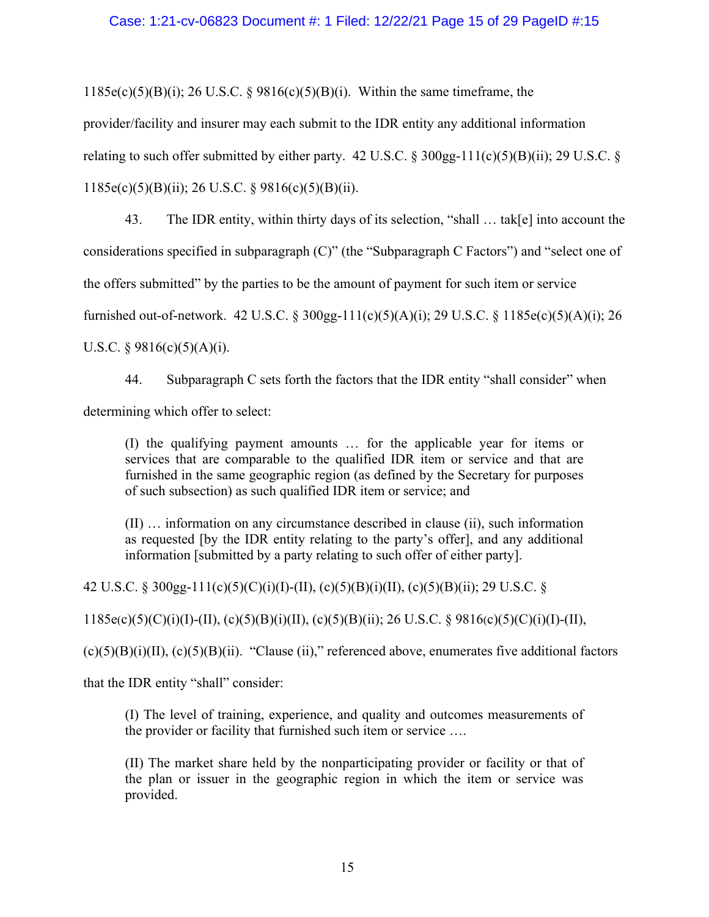1185e(c)(5)(B)(i); 26 U.S.C. § 9816(c)(5)(B)(i). Within the same timeframe, the provider/facility and insurer may each submit to the IDR entity any additional information relating to such offer submitted by either party. 42 U.S.C. § 300gg-111(c)(5)(B)(ii); 29 U.S.C. § 1185e(c)(5)(B)(ii); 26 U.S.C. § 9816(c)(5)(B)(ii).

43. The IDR entity, within thirty days of its selection, "shall … tak[e] into account the considerations specified in subparagraph (C)" (the "Subparagraph C Factors") and "select one of the offers submitted" by the parties to be the amount of payment for such item or service furnished out-of-network. 42 U.S.C. § 300gg-111(c)(5)(A)(i); 29 U.S.C. § 1185e(c)(5)(A)(i); 26 U.S.C. § 9816(c)(5)(A)(i).

44. Subparagraph C sets forth the factors that the IDR entity "shall consider" when determining which offer to select:

> (I) the qualifying payment amounts … for the applicable year for items or services that are comparable to the qualified IDR item or service and that are furnished in the same geographic region (as defined by the Secretary for purposes of such subsection) as such qualified IDR item or service; and
>
> (II) … information on any circumstance described in clause (ii), such information as requested [by the IDR entity relating to the party's offer], and any additional information [submitted by a party relating to such offer of either party].

42 U.S.C. § 300gg-111(c)(5)(C)(i)(I)-(II), (c)(5)(B)(i)(II), (c)(5)(B)(ii); 29 U.S.C. § 1185e(c)(5)(C)(i)(I)-(II), (c)(5)(B)(i)(II), (c)(5)(B)(ii); 26 U.S.C. § 9816(c)(5)(C)(i)(I)-(II), (c)(5)(B)(i)(II), (c)(5)(B)(ii). "Clause (ii)," referenced above, enumerates five additional factors that the IDR entity "shall" consider:

> (I) The level of training, experience, and quality and outcomes measurements of the provider or facility that furnished such item or service ….
>
> (II) The market share held by the nonparticipating provider or facility or that of the plan or issuer in the geographic region in which the item or service was provided.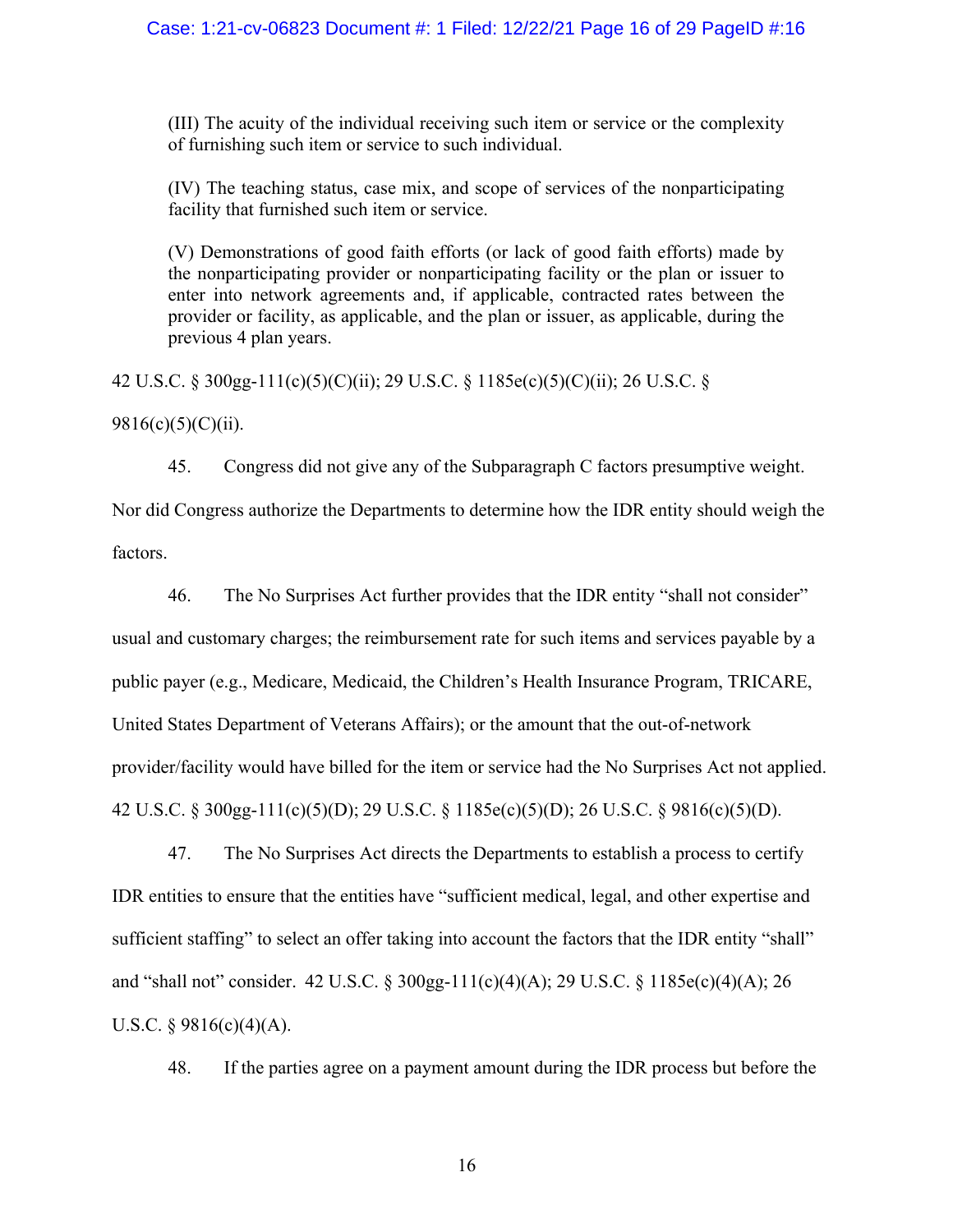> (III) The acuity of the individual receiving such item or service or the complexity of furnishing such item or service to such individual.
>
> (IV) The teaching status, case mix, and scope of services of the nonparticipating facility that furnished such item or service.
>
> (V) Demonstrations of good faith efforts (or lack of good faith efforts) made by the nonparticipating provider or nonparticipating facility or the plan or issuer to enter into network agreements and, if applicable, contracted rates between the provider or facility, as applicable, and the plan or issuer, as applicable, during the previous 4 plan years.

42 U.S.C. § 300gg-111(c)(5)(C)(ii); 29 U.S.C. § 1185e(c)(5)(C)(ii); 26 U.S.C. § 9816(c)(5)(C)(ii).

45. Congress did not give any of the Subparagraph C factors presumptive weight. Nor did Congress authorize the Departments to determine how the IDR entity should weigh the factors.

46. The No Surprises Act further provides that the IDR entity "shall not consider" usual and customary charges; the reimbursement rate for such items and services payable by a public payer (e.g., Medicare, Medicaid, the Children's Health Insurance Program, TRICARE, United States Department of Veterans Affairs); or the amount that the out-of-network provider/facility would have billed for the item or service had the No Surprises Act not applied. 42 U.S.C. § 300gg-111(c)(5)(D); 29 U.S.C. § 1185e(c)(5)(D); 26 U.S.C. § 9816(c)(5)(D).

47. The No Surprises Act directs the Departments to establish a process to certify IDR entities to ensure that the entities have "sufficient medical, legal, and other expertise and sufficient staffing" to select an offer taking into account the factors that the IDR entity "shall" and "shall not" consider. 42 U.S.C. § 300gg-111(c)(4)(A); 29 U.S.C. § 1185e(c)(4)(A); 26 U.S.C. § 9816(c)(4)(A).

48. If the parties agree on a payment amount during the IDR process but before the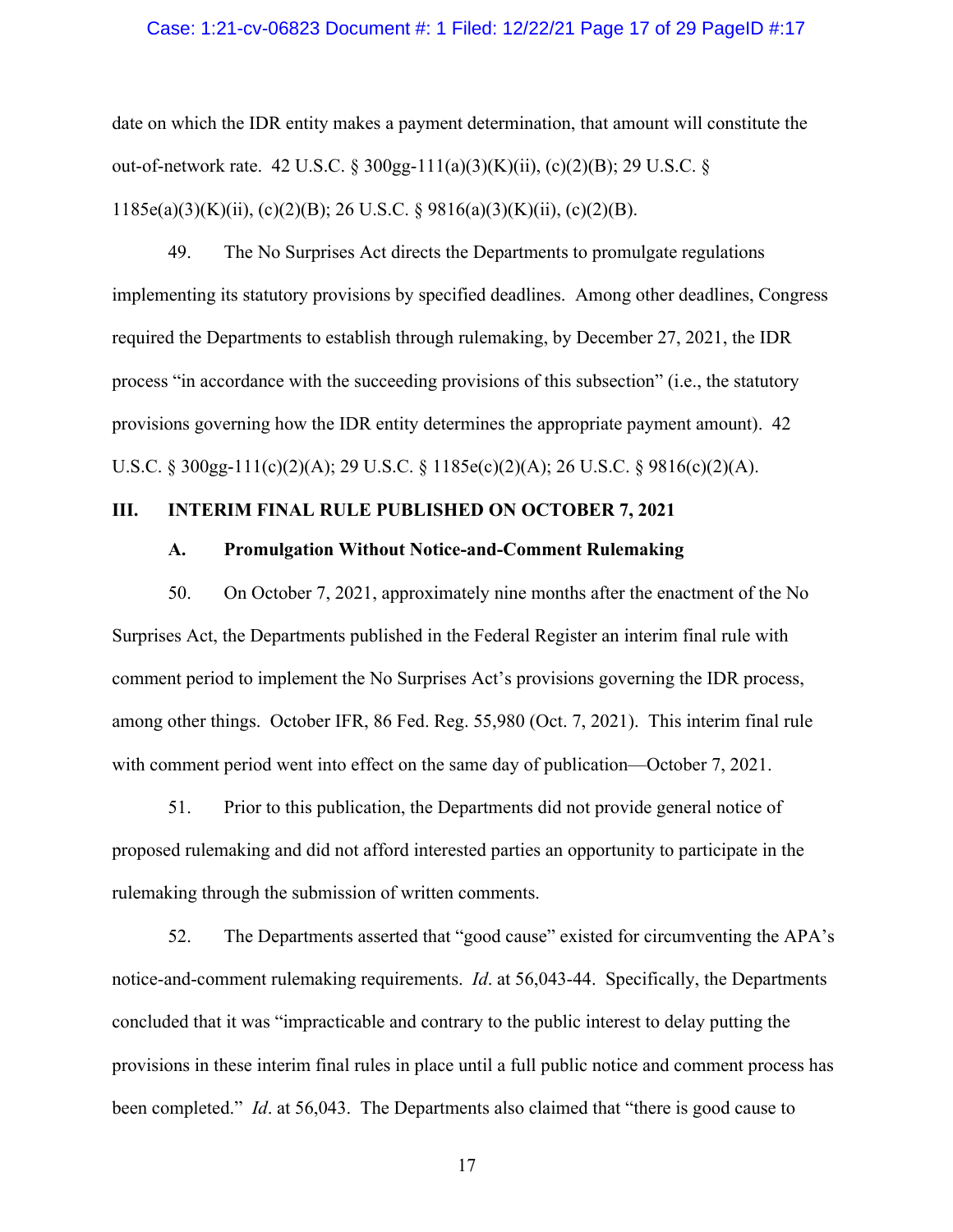date on which the IDR entity makes a payment determination, that amount will constitute the out-of-network rate. 42 U.S.C. § 300gg-111(a)(3)(K)(ii), (c)(2)(B); 29 U.S.C. § 1185e(a)(3)(K)(ii), (c)(2)(B); 26 U.S.C. § 9816(a)(3)(K)(ii), (c)(2)(B).

49. The No Surprises Act directs the Departments to promulgate regulations implementing its statutory provisions by specified deadlines. Among other deadlines, Congress required the Departments to establish through rulemaking, by December 27, 2021, the IDR process "in accordance with the succeeding provisions of this subsection" (i.e., the statutory provisions governing how the IDR entity determines the appropriate payment amount). 42 U.S.C. § 300gg-111(c)(2)(A); 29 U.S.C. § 1185e(c)(2)(A); 26 U.S.C. § 9816(c)(2)(A).

## III. INTERIM FINAL RULE PUBLISHED ON OCTOBER 7, 2021

### A. Promulgation Without Notice-and-Comment Rulemaking

50. On October 7, 2021, approximately nine months after the enactment of the No Surprises Act, the Departments published in the Federal Register an interim final rule with comment period to implement the No Surprises Act's provisions governing the IDR process, among other things. October IFR, 86 Fed. Reg. 55,980 (Oct. 7, 2021). This interim final rule with comment period went into effect on the same day of publication—October 7, 2021.

51. Prior to this publication, the Departments did not provide general notice of proposed rulemaking and did not afford interested parties an opportunity to participate in the rulemaking through the submission of written comments.

52. The Departments asserted that "good cause" existed for circumventing the APA's notice-and-comment rulemaking requirements. *Id*. at 56,043-44. Specifically, the Departments concluded that it was "impracticable and contrary to the public interest to delay putting the provisions in these interim final rules in place until a full public notice and comment process has been completed." *Id*. at 56,043. The Departments also claimed that "there is good cause to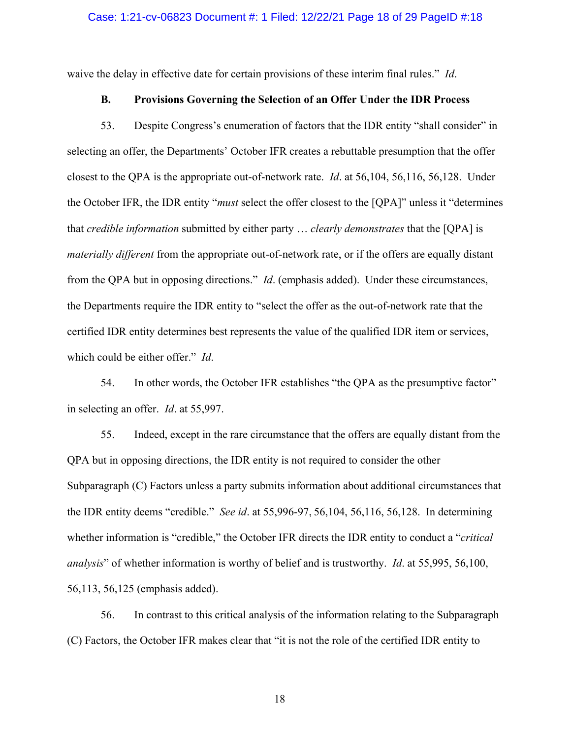waive the delay in effective date for certain provisions of these interim final rules." *Id*.

### B. Provisions Governing the Selection of an Offer Under the IDR Process

53. Despite Congress's enumeration of factors that the IDR entity "shall consider" in selecting an offer, the Departments' October IFR creates a rebuttable presumption that the offer closest to the QPA is the appropriate out-of-network rate. *Id*. at 56,104, 56,116, 56,128. Under the October IFR, the IDR entity "*must* select the offer closest to the [QPA]" unless it "determines that *credible information* submitted by either party … *clearly demonstrates* that the [QPA] is *materially different* from the appropriate out-of-network rate, or if the offers are equally distant from the QPA but in opposing directions." *Id*. (emphasis added). Under these circumstances, the Departments require the IDR entity to "select the offer as the out-of-network rate that the certified IDR entity determines best represents the value of the qualified IDR item or services, which could be either offer." *Id*.

54. In other words, the October IFR establishes "the QPA as the presumptive factor" in selecting an offer. *Id*. at 55,997.

55. Indeed, except in the rare circumstance that the offers are equally distant from the QPA but in opposing directions, the IDR entity is not required to consider the other Subparagraph (C) Factors unless a party submits information about additional circumstances that the IDR entity deems "credible." *See id*. at 55,996-97, 56,104, 56,116, 56,128. In determining whether information is "credible," the October IFR directs the IDR entity to conduct a "*critical analysis*" of whether information is worthy of belief and is trustworthy. *Id*. at 55,995, 56,100, 56,113, 56,125 (emphasis added).

56. In contrast to this critical analysis of the information relating to the Subparagraph (C) Factors, the October IFR makes clear that "it is not the role of the certified IDR entity to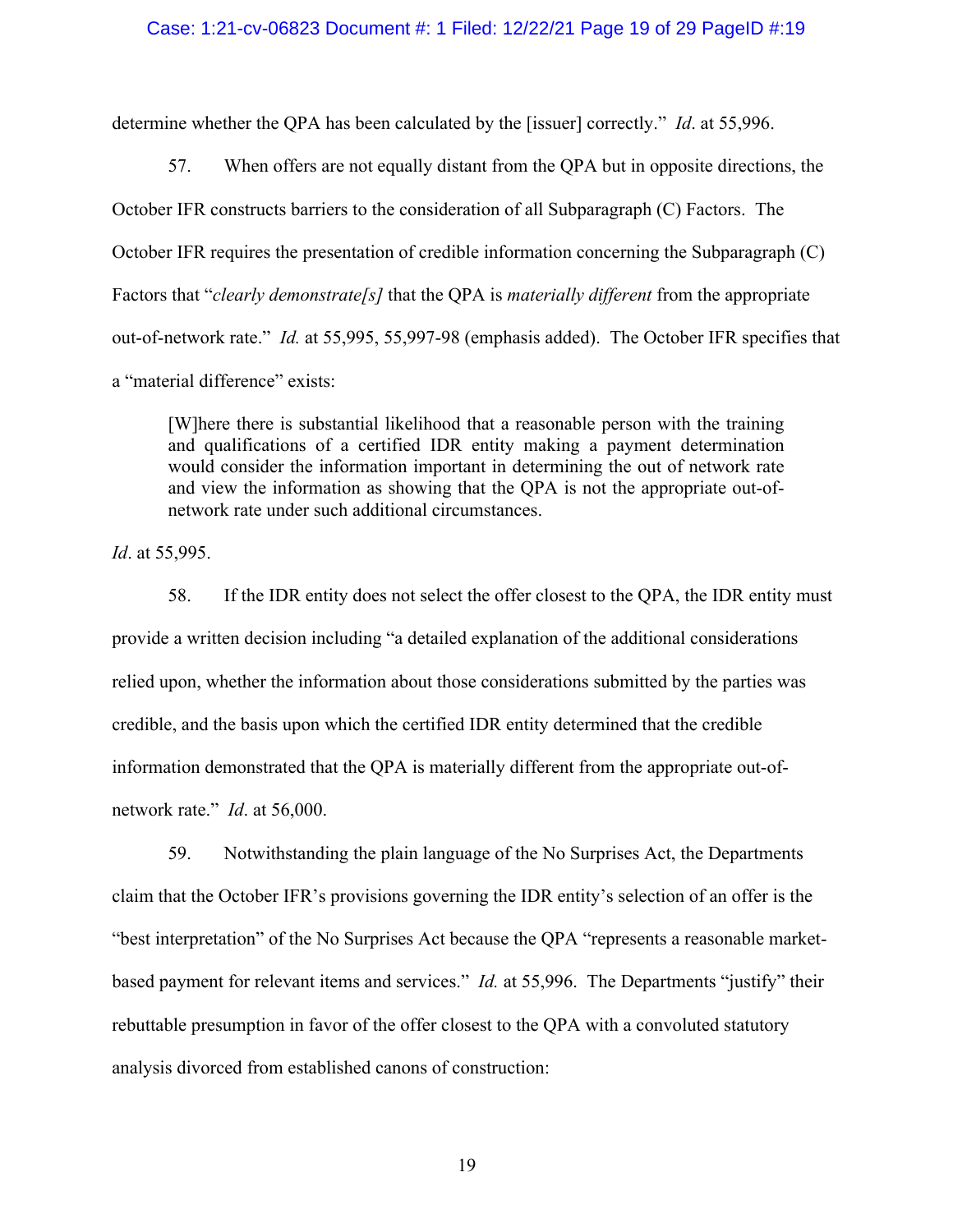determine whether the QPA has been calculated by the [issuer] correctly." *Id*. at 55,996.

57. When offers are not equally distant from the QPA but in opposite directions, the October IFR constructs barriers to the consideration of all Subparagraph (C) Factors. The October IFR requires the presentation of credible information concerning the Subparagraph (C) Factors that "*clearly demonstrate[s]* that the QPA is *materially different* from the appropriate out-of-network rate." *Id.* at 55,995, 55,997-98 (emphasis added). The October IFR specifies that a "material difference" exists:

> [W]here there is substantial likelihood that a reasonable person with the training and qualifications of a certified IDR entity making a payment determination would consider the information important in determining the out of network rate and view the information as showing that the QPA is not the appropriate out-of-network rate under such additional circumstances.

*Id*. at 55,995.

58. If the IDR entity does not select the offer closest to the QPA, the IDR entity must provide a written decision including "a detailed explanation of the additional considerations relied upon, whether the information about those considerations submitted by the parties was credible, and the basis upon which the certified IDR entity determined that the credible information demonstrated that the QPA is materially different from the appropriate out-of-network rate." *Id*. at 56,000.

59. Notwithstanding the plain language of the No Surprises Act, the Departments claim that the October IFR's provisions governing the IDR entity's selection of an offer is the "best interpretation" of the No Surprises Act because the QPA "represents a reasonable market-based payment for relevant items and services." *Id.* at 55,996. The Departments "justify" their rebuttable presumption in favor of the offer closest to the QPA with a convoluted statutory analysis divorced from established canons of construction: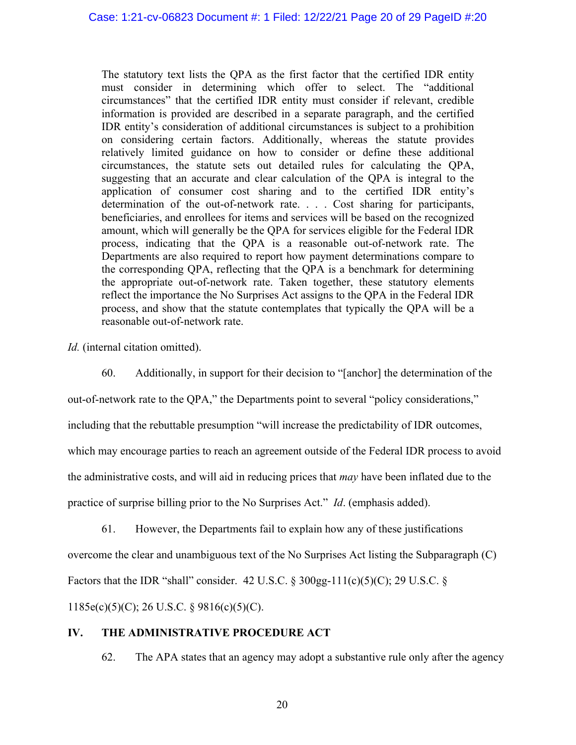> The statutory text lists the QPA as the first factor that the certified IDR entity must consider in determining which offer to select. The "additional circumstances" that the certified IDR entity must consider if relevant, credible information is provided are described in a separate paragraph, and the certified IDR entity's consideration of additional circumstances is subject to a prohibition on considering certain factors. Additionally, whereas the statute provides relatively limited guidance on how to consider or define these additional circumstances, the statute sets out detailed rules for calculating the QPA, suggesting that an accurate and clear calculation of the QPA is integral to the application of consumer cost sharing and to the certified IDR entity's determination of the out-of-network rate. . . . Cost sharing for participants, beneficiaries, and enrollees for items and services will be based on the recognized amount, which will generally be the QPA for services eligible for the Federal IDR process, indicating that the QPA is a reasonable out-of-network rate. The Departments are also required to report how payment determinations compare to the corresponding QPA, reflecting that the QPA is a benchmark for determining the appropriate out-of-network rate. Taken together, these statutory elements reflect the importance the No Surprises Act assigns to the QPA in the Federal IDR process, and show that the statute contemplates that typically the QPA will be a reasonable out-of-network rate.

*Id.* (internal citation omitted).

60. Additionally, in support for their decision to "[anchor] the determination of the out-of-network rate to the QPA," the Departments point to several "policy considerations," including that the rebuttable presumption "will increase the predictability of IDR outcomes, which may encourage parties to reach an agreement outside of the Federal IDR process to avoid the administrative costs, and will aid in reducing prices that *may* have been inflated due to the practice of surprise billing prior to the No Surprises Act." *Id*. (emphasis added).

61. However, the Departments fail to explain how any of these justifications overcome the clear and unambiguous text of the No Surprises Act listing the Subparagraph (C) Factors that the IDR "shall" consider. 42 U.S.C. § 300gg-111(c)(5)(C); 29 U.S.C. § 1185e(c)(5)(C); 26 U.S.C. § 9816(c)(5)(C).

## IV. THE ADMINISTRATIVE PROCEDURE ACT

62. The APA states that an agency may adopt a substantive rule only after the agency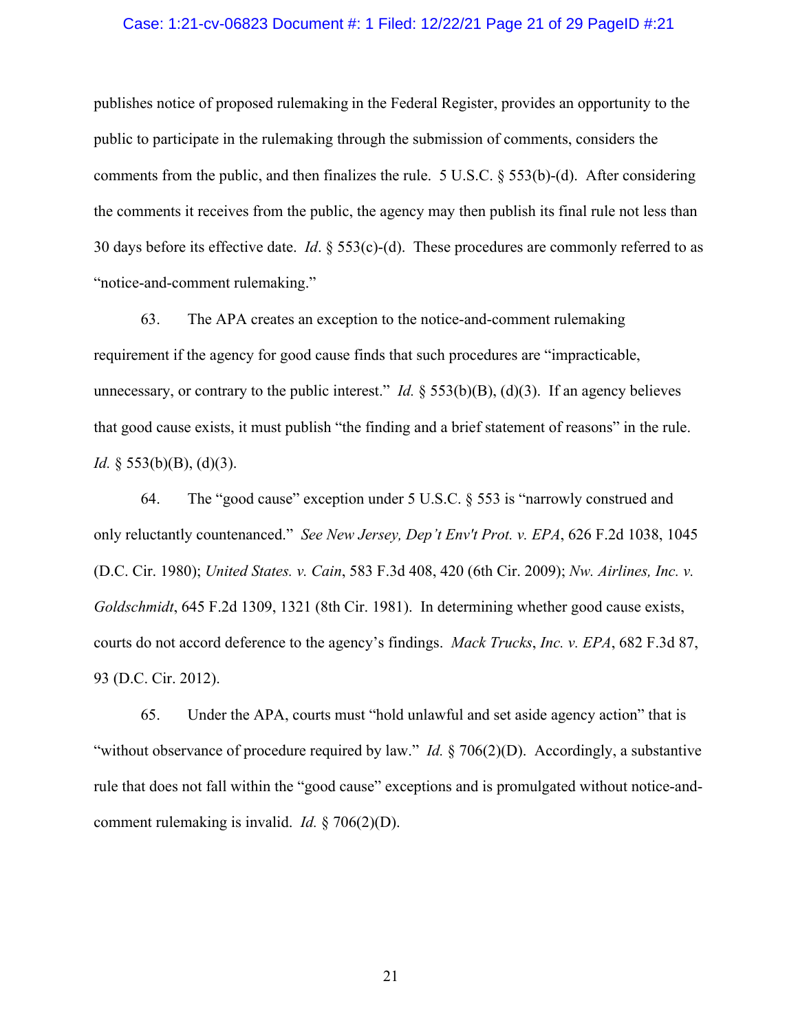publishes notice of proposed rulemaking in the Federal Register, provides an opportunity to the public to participate in the rulemaking through the submission of comments, considers the comments from the public, and then finalizes the rule. 5 U.S.C. § 553(b)-(d). After considering the comments it receives from the public, the agency may then publish its final rule not less than 30 days before its effective date. *Id*. § 553(c)-(d). These procedures are commonly referred to as "notice-and-comment rulemaking."

63. The APA creates an exception to the notice-and-comment rulemaking requirement if the agency for good cause finds that such procedures are "impracticable, unnecessary, or contrary to the public interest." *Id.* § 553(b)(B), (d)(3). If an agency believes that good cause exists, it must publish "the finding and a brief statement of reasons" in the rule. *Id.* § 553(b)(B), (d)(3).

64. The "good cause" exception under 5 U.S.C. § 553 is "narrowly construed and only reluctantly countenanced." *See New Jersey, Dep't Env't Prot. v. EPA*, 626 F.2d 1038, 1045 (D.C. Cir. 1980); *United States. v. Cain*, 583 F.3d 408, 420 (6th Cir. 2009); *Nw. Airlines, Inc. v. Goldschmidt*, 645 F.2d 1309, 1321 (8th Cir. 1981). In determining whether good cause exists, courts do not accord deference to the agency's findings. *Mack Trucks*, *Inc. v. EPA*, 682 F.3d 87, 93 (D.C. Cir. 2012).

65. Under the APA, courts must "hold unlawful and set aside agency action" that is "without observance of procedure required by law." *Id.* § 706(2)(D). Accordingly, a substantive rule that does not fall within the "good cause" exceptions and is promulgated without notice-and-comment rulemaking is invalid. *Id.* § 706(2)(D).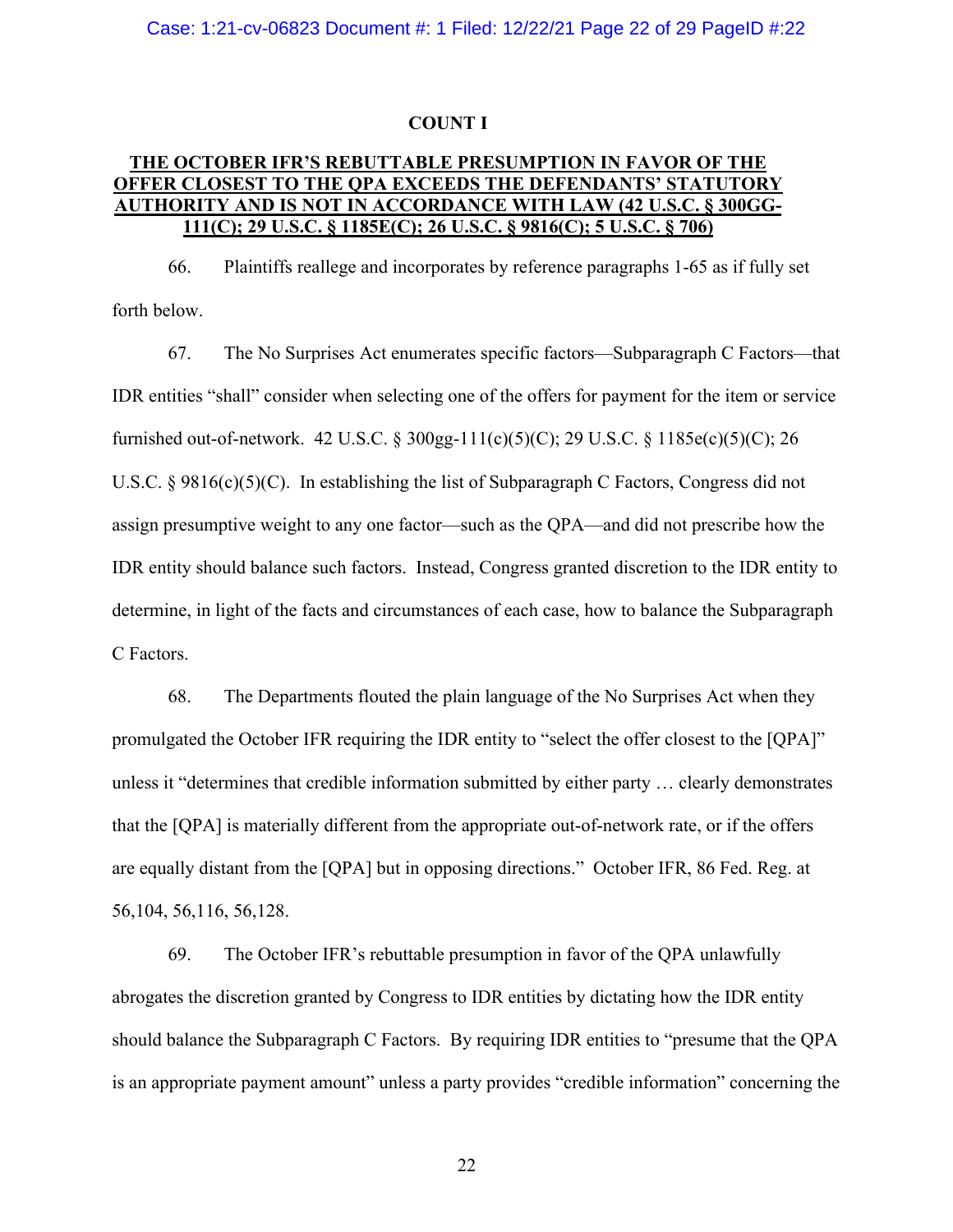## COUNT I

**THE OCTOBER IFR'S REBUTTABLE PRESUMPTION IN FAVOR OF THE OFFER CLOSEST TO THE QPA EXCEEDS THE DEFENDANTS' STATUTORY AUTHORITY AND IS NOT IN ACCORDANCE WITH LAW (42 U.S.C. § 300GG-111(C); 29 U.S.C. § 1185E(C); 26 U.S.C. § 9816(C); 5 U.S.C. § 706)**

66. Plaintiffs reallege and incorporates by reference paragraphs 1-65 as if fully set forth below.

67. The No Surprises Act enumerates specific factors—Subparagraph C Factors—that IDR entities "shall" consider when selecting one of the offers for payment for the item or service furnished out-of-network. 42 U.S.C. § 300gg-111(c)(5)(C); 29 U.S.C. § 1185e(c)(5)(C); 26 U.S.C. § 9816(c)(5)(C). In establishing the list of Subparagraph C Factors, Congress did not assign presumptive weight to any one factor—such as the QPA—and did not prescribe how the IDR entity should balance such factors. Instead, Congress granted discretion to the IDR entity to determine, in light of the facts and circumstances of each case, how to balance the Subparagraph C Factors.

68. The Departments flouted the plain language of the No Surprises Act when they promulgated the October IFR requiring the IDR entity to "select the offer closest to the [QPA]" unless it "determines that credible information submitted by either party … clearly demonstrates that the [QPA] is materially different from the appropriate out-of-network rate, or if the offers are equally distant from the [QPA] but in opposing directions." October IFR, 86 Fed. Reg. at 56,104, 56,116, 56,128.

69. The October IFR's rebuttable presumption in favor of the QPA unlawfully abrogates the discretion granted by Congress to IDR entities by dictating how the IDR entity should balance the Subparagraph C Factors. By requiring IDR entities to "presume that the QPA is an appropriate payment amount" unless a party provides "credible information" concerning the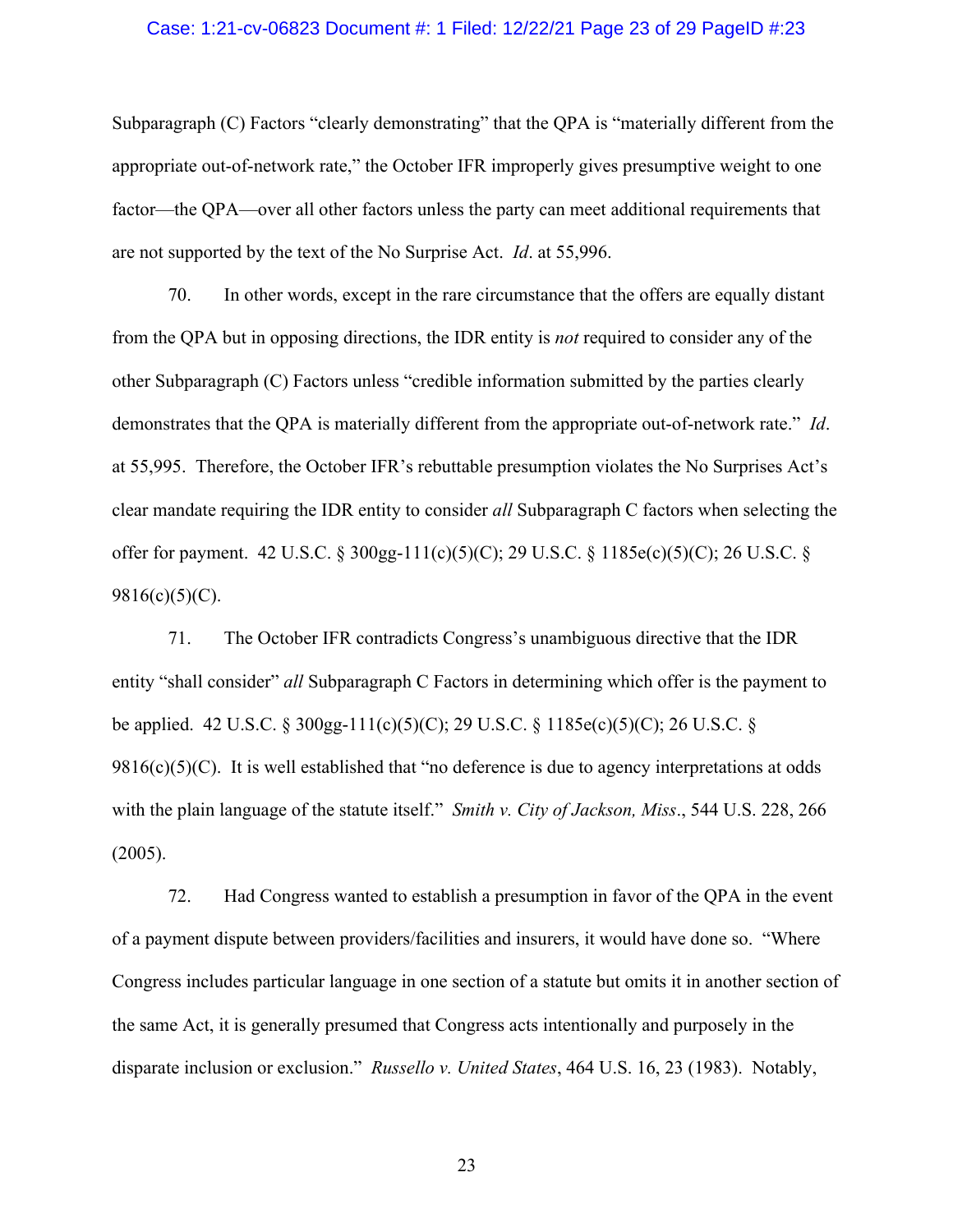Subparagraph (C) Factors "clearly demonstrating" that the QPA is "materially different from the appropriate out-of-network rate," the October IFR improperly gives presumptive weight to one factor—the QPA—over all other factors unless the party can meet additional requirements that are not supported by the text of the No Surprise Act. *Id*. at 55,996.

70. In other words, except in the rare circumstance that the offers are equally distant from the QPA but in opposing directions, the IDR entity is *not* required to consider any of the other Subparagraph (C) Factors unless "credible information submitted by the parties clearly demonstrates that the QPA is materially different from the appropriate out-of-network rate." *Id*. at 55,995. Therefore, the October IFR's rebuttable presumption violates the No Surprises Act's clear mandate requiring the IDR entity to consider *all* Subparagraph C factors when selecting the offer for payment. 42 U.S.C. § 300gg-111(c)(5)(C); 29 U.S.C. § 1185e(c)(5)(C); 26 U.S.C. § 9816(c)(5)(C).

71. The October IFR contradicts Congress's unambiguous directive that the IDR entity "shall consider" *all* Subparagraph C Factors in determining which offer is the payment to be applied. 42 U.S.C. § 300gg-111(c)(5)(C); 29 U.S.C. § 1185e(c)(5)(C); 26 U.S.C. § 9816(c)(5)(C). It is well established that "no deference is due to agency interpretations at odds with the plain language of the statute itself." *Smith v. City of Jackson, Miss*., 544 U.S. 228, 266 (2005).

72. Had Congress wanted to establish a presumption in favor of the QPA in the event of a payment dispute between providers/facilities and insurers, it would have done so. "Where Congress includes particular language in one section of a statute but omits it in another section of the same Act, it is generally presumed that Congress acts intentionally and purposely in the disparate inclusion or exclusion." *Russello v. United States*, 464 U.S. 16, 23 (1983). Notably,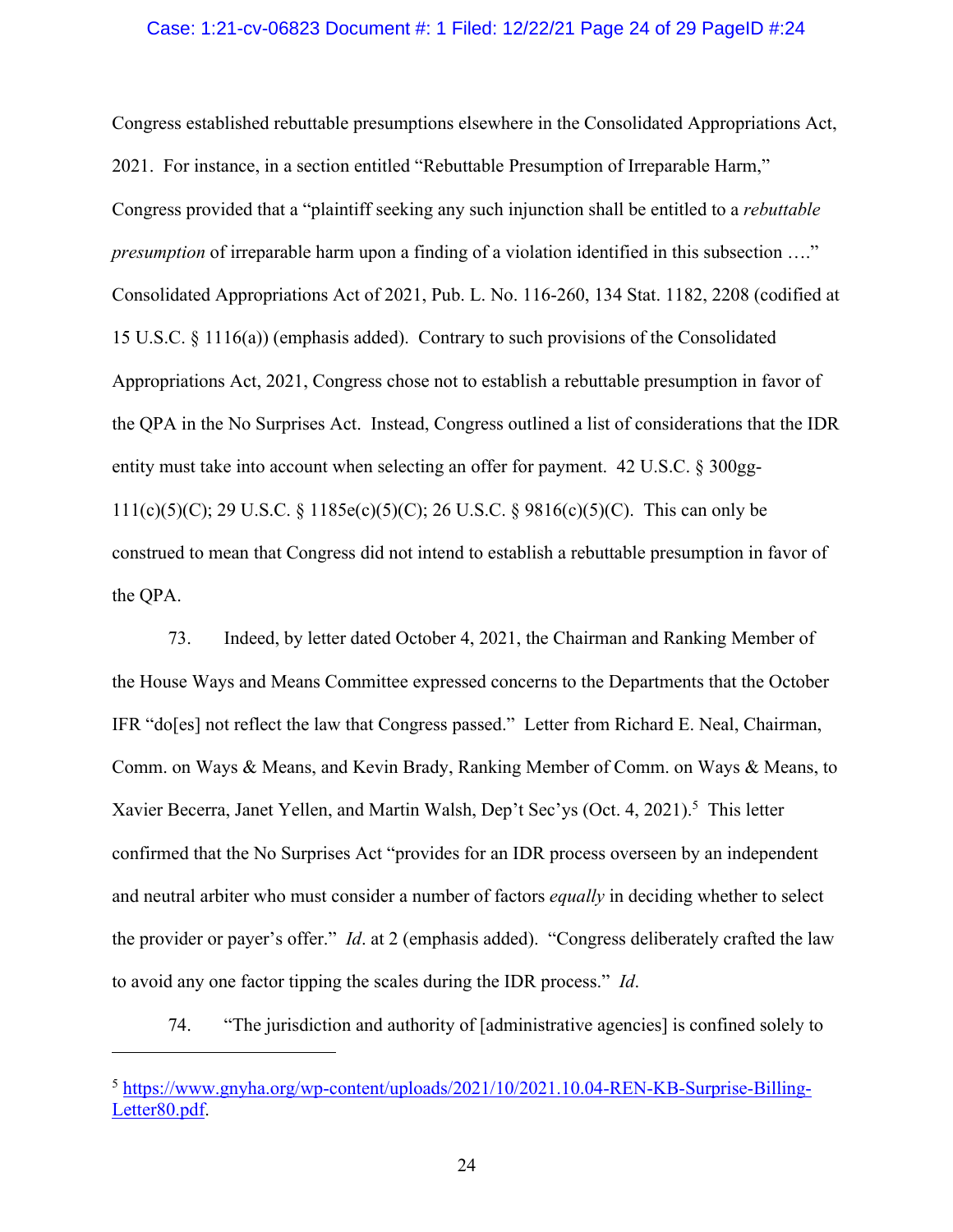Congress established rebuttable presumptions elsewhere in the Consolidated Appropriations Act, 2021. For instance, in a section entitled "Rebuttable Presumption of Irreparable Harm," Congress provided that a "plaintiff seeking any such injunction shall be entitled to a *rebuttable presumption* of irreparable harm upon a finding of a violation identified in this subsection …." Consolidated Appropriations Act of 2021, Pub. L. No. 116-260, 134 Stat. 1182, 2208 (codified at 15 U.S.C. § 1116(a)) (emphasis added). Contrary to such provisions of the Consolidated Appropriations Act, 2021, Congress chose not to establish a rebuttable presumption in favor of the QPA in the No Surprises Act. Instead, Congress outlined a list of considerations that the IDR entity must take into account when selecting an offer for payment. 42 U.S.C. § 300gg-111(c)(5)(C); 29 U.S.C. § 1185e(c)(5)(C); 26 U.S.C. § 9816(c)(5)(C). This can only be construed to mean that Congress did not intend to establish a rebuttable presumption in favor of the QPA.

73. Indeed, by letter dated October 4, 2021, the Chairman and Ranking Member of the House Ways and Means Committee expressed concerns to the Departments that the October IFR "do[es] not reflect the law that Congress passed." Letter from Richard E. Neal, Chairman, Comm. on Ways & Means, and Kevin Brady, Ranking Member of Comm. on Ways & Means, to Xavier Becerra, Janet Yellen, and Martin Walsh, Dep't Sec'ys (Oct. 4, 2021).[5] This letter confirmed that the No Surprises Act "provides for an IDR process overseen by an independent and neutral arbiter who must consider a number of factors *equally* in deciding whether to select the provider or payer's offer." *Id*. at 2 (emphasis added). "Congress deliberately crafted the law to avoid any one factor tipping the scales during the IDR process." *Id*.

74. "The jurisdiction and authority of [administrative agencies] is confined solely to

---

[5] https://www.gnyha.org/wp-content/uploads/2021/10/2021.10.04-REN-KB-Surprise-Billing-Letter80.pdf.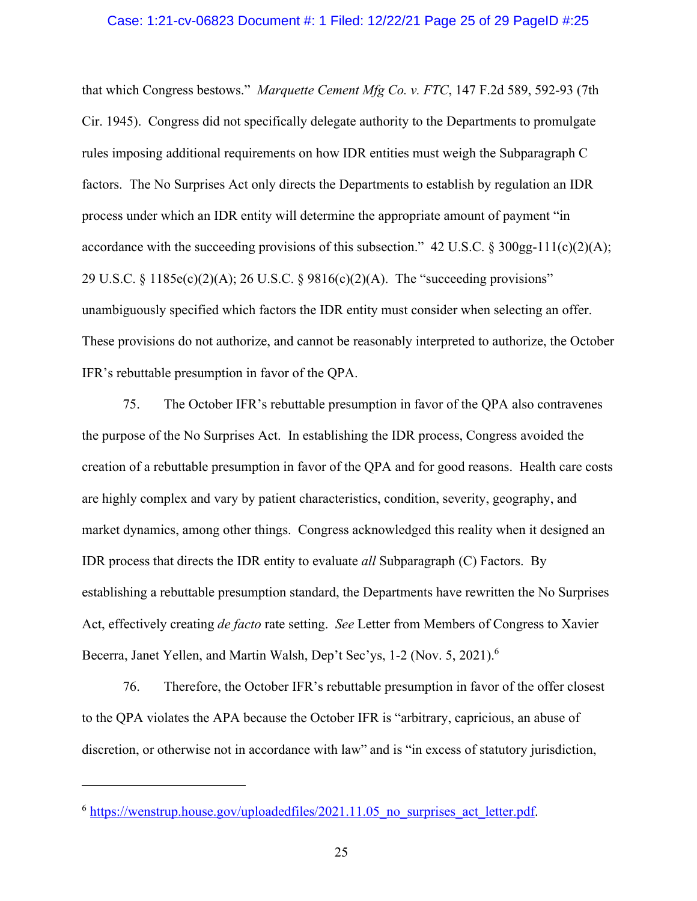that which Congress bestows." *Marquette Cement Mfg Co. v. FTC*, 147 F.2d 589, 592-93 (7th Cir. 1945). Congress did not specifically delegate authority to the Departments to promulgate rules imposing additional requirements on how IDR entities must weigh the Subparagraph C factors. The No Surprises Act only directs the Departments to establish by regulation an IDR process under which an IDR entity will determine the appropriate amount of payment "in accordance with the succeeding provisions of this subsection." 42 U.S.C. § 300gg-111(c)(2)(A); 29 U.S.C. § 1185e(c)(2)(A); 26 U.S.C. § 9816(c)(2)(A). The "succeeding provisions" unambiguously specified which factors the IDR entity must consider when selecting an offer. These provisions do not authorize, and cannot be reasonably interpreted to authorize, the October IFR's rebuttable presumption in favor of the QPA.

75. The October IFR's rebuttable presumption in favor of the QPA also contravenes the purpose of the No Surprises Act. In establishing the IDR process, Congress avoided the creation of a rebuttable presumption in favor of the QPA and for good reasons. Health care costs are highly complex and vary by patient characteristics, condition, severity, geography, and market dynamics, among other things. Congress acknowledged this reality when it designed an IDR process that directs the IDR entity to evaluate *all* Subparagraph (C) Factors. By establishing a rebuttable presumption standard, the Departments have rewritten the No Surprises Act, effectively creating *de facto* rate setting. *See* Letter from Members of Congress to Xavier Becerra, Janet Yellen, and Martin Walsh, Dep't Sec'ys, 1-2 (Nov. 5, 2021).[6]

76. Therefore, the October IFR's rebuttable presumption in favor of the offer closest to the QPA violates the APA because the October IFR is "arbitrary, capricious, an abuse of discretion, or otherwise not in accordance with law" and is "in excess of statutory jurisdiction,

---

[6] https://wenstrup.house.gov/uploadedfiles/2021.11.05_no_surprises_act_letter.pdf.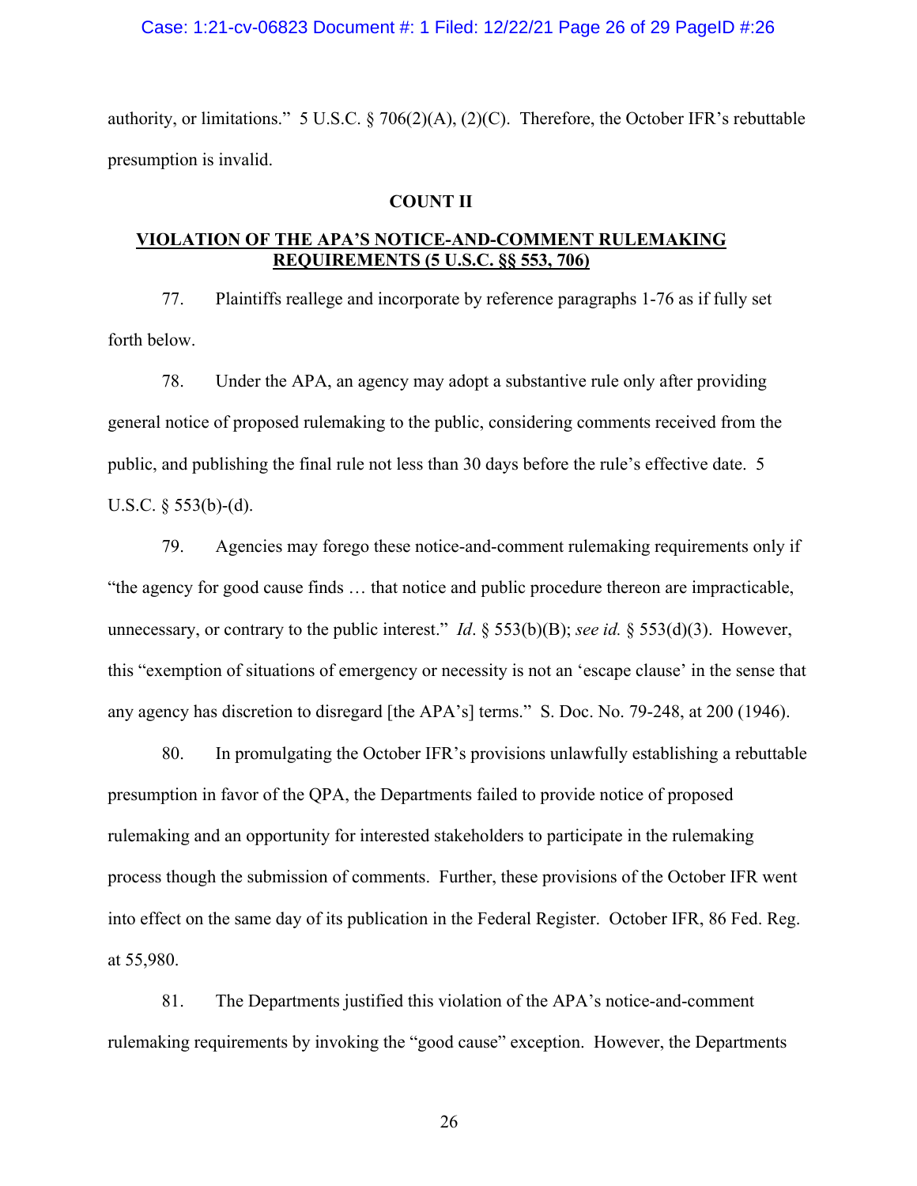authority, or limitations." 5 U.S.C. § 706(2)(A), (2)(C). Therefore, the October IFR's rebuttable presumption is invalid.

**COUNT II**

**VIOLATION OF THE APA'S NOTICE-AND-COMMENT RULEMAKING REQUIREMENTS (5 U.S.C. §§ 553, 706)**

77. Plaintiffs reallege and incorporate by reference paragraphs 1-76 as if fully set forth below.

78. Under the APA, an agency may adopt a substantive rule only after providing general notice of proposed rulemaking to the public, considering comments received from the public, and publishing the final rule not less than 30 days before the rule's effective date. 5 U.S.C. § 553(b)-(d).

79. Agencies may forego these notice-and-comment rulemaking requirements only if "the agency for good cause finds … that notice and public procedure thereon are impracticable, unnecessary, or contrary to the public interest." *Id*. § 553(b)(B); *see id.* § 553(d)(3). However, this "exemption of situations of emergency or necessity is not an 'escape clause' in the sense that any agency has discretion to disregard [the APA's] terms." S. Doc. No. 79-248, at 200 (1946).

80. In promulgating the October IFR's provisions unlawfully establishing a rebuttable presumption in favor of the QPA, the Departments failed to provide notice of proposed rulemaking and an opportunity for interested stakeholders to participate in the rulemaking process though the submission of comments. Further, these provisions of the October IFR went into effect on the same day of its publication in the Federal Register. October IFR, 86 Fed. Reg. at 55,980.

81. The Departments justified this violation of the APA's notice-and-comment rulemaking requirements by invoking the "good cause" exception. However, the Departments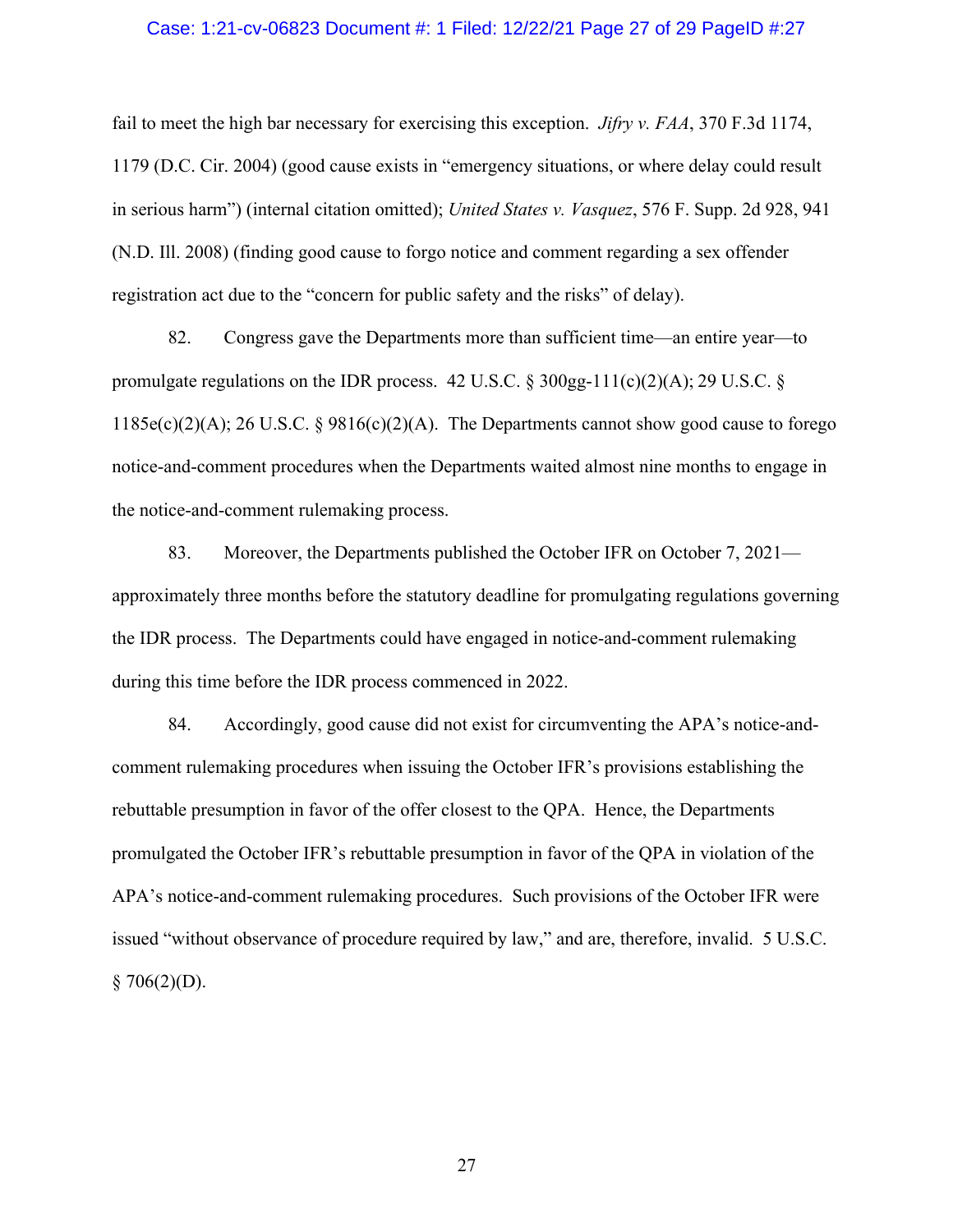fail to meet the high bar necessary for exercising this exception. *Jifry v. FAA*, 370 F.3d 1174, 1179 (D.C. Cir. 2004) (good cause exists in "emergency situations, or where delay could result in serious harm") (internal citation omitted); *United States v. Vasquez*, 576 F. Supp. 2d 928, 941 (N.D. Ill. 2008) (finding good cause to forgo notice and comment regarding a sex offender registration act due to the "concern for public safety and the risks" of delay).

82. Congress gave the Departments more than sufficient time—an entire year—to promulgate regulations on the IDR process. 42 U.S.C. § 300gg-111(c)(2)(A); 29 U.S.C. § 1185e(c)(2)(A); 26 U.S.C. § 9816(c)(2)(A). The Departments cannot show good cause to forego notice-and-comment procedures when the Departments waited almost nine months to engage in the notice-and-comment rulemaking process.

83. Moreover, the Departments published the October IFR on October 7, 2021—approximately three months before the statutory deadline for promulgating regulations governing the IDR process. The Departments could have engaged in notice-and-comment rulemaking during this time before the IDR process commenced in 2022.

84. Accordingly, good cause did not exist for circumventing the APA's notice-and-comment rulemaking procedures when issuing the October IFR's provisions establishing the rebuttable presumption in favor of the offer closest to the QPA. Hence, the Departments promulgated the October IFR's rebuttable presumption in favor of the QPA in violation of the APA's notice-and-comment rulemaking procedures. Such provisions of the October IFR were issued "without observance of procedure required by law," and are, therefore, invalid. 5 U.S.C. § 706(2)(D).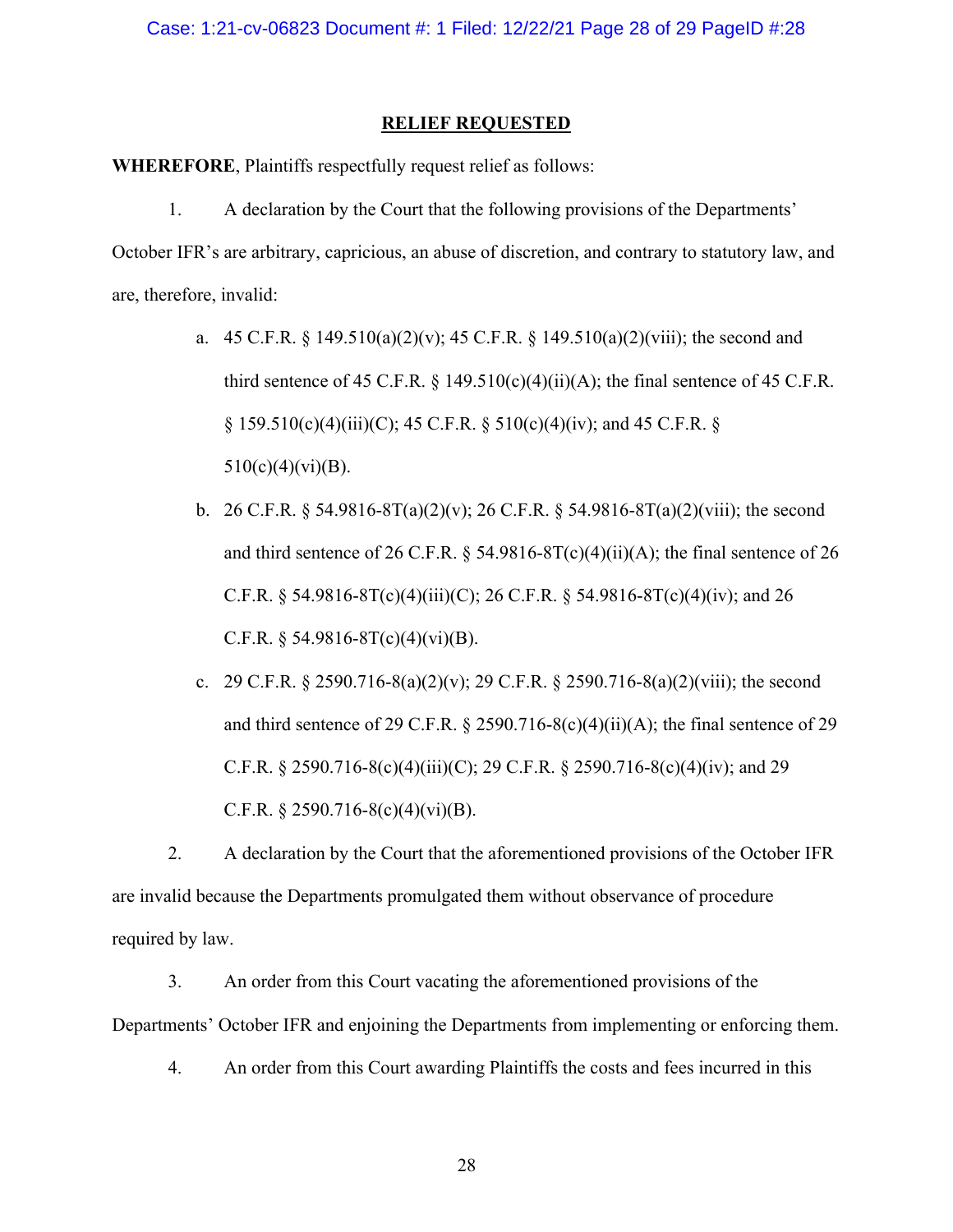## RELIEF REQUESTED

**WHEREFORE**, Plaintiffs respectfully request relief as follows:

1. A declaration by the Court that the following provisions of the Departments' October IFR's are arbitrary, capricious, an abuse of discretion, and contrary to statutory law, and are, therefore, invalid:

   a. 45 C.F.R. § 149.510(a)(2)(v); 45 C.F.R. § 149.510(a)(2)(viii); the second and third sentence of 45 C.F.R. § 149.510(c)(4)(ii)(A); the final sentence of 45 C.F.R. § 159.510(c)(4)(iii)(C); 45 C.F.R. § 510(c)(4)(iv); and 45 C.F.R. § 510(c)(4)(vi)(B).

   b. 26 C.F.R. § 54.9816-8T(a)(2)(v); 26 C.F.R. § 54.9816-8T(a)(2)(viii); the second and third sentence of 26 C.F.R. § 54.9816-8T(c)(4)(ii)(A); the final sentence of 26 C.F.R. § 54.9816-8T(c)(4)(iii)(C); 26 C.F.R. § 54.9816-8T(c)(4)(iv); and 26 C.F.R. § 54.9816-8T(c)(4)(vi)(B).

   c. 29 C.F.R. § 2590.716-8(a)(2)(v); 29 C.F.R. § 2590.716-8(a)(2)(viii); the second and third sentence of 29 C.F.R. § 2590.716-8(c)(4)(ii)(A); the final sentence of 29 C.F.R. § 2590.716-8(c)(4)(iii)(C); 29 C.F.R. § 2590.716-8(c)(4)(iv); and 29 C.F.R. § 2590.716-8(c)(4)(vi)(B).

2. A declaration by the Court that the aforementioned provisions of the October IFR are invalid because the Departments promulgated them without observance of procedure required by law.

3. An order from this Court vacating the aforementioned provisions of the Departments' October IFR and enjoining the Departments from implementing or enforcing them.

4. An order from this Court awarding Plaintiffs the costs and fees incurred in this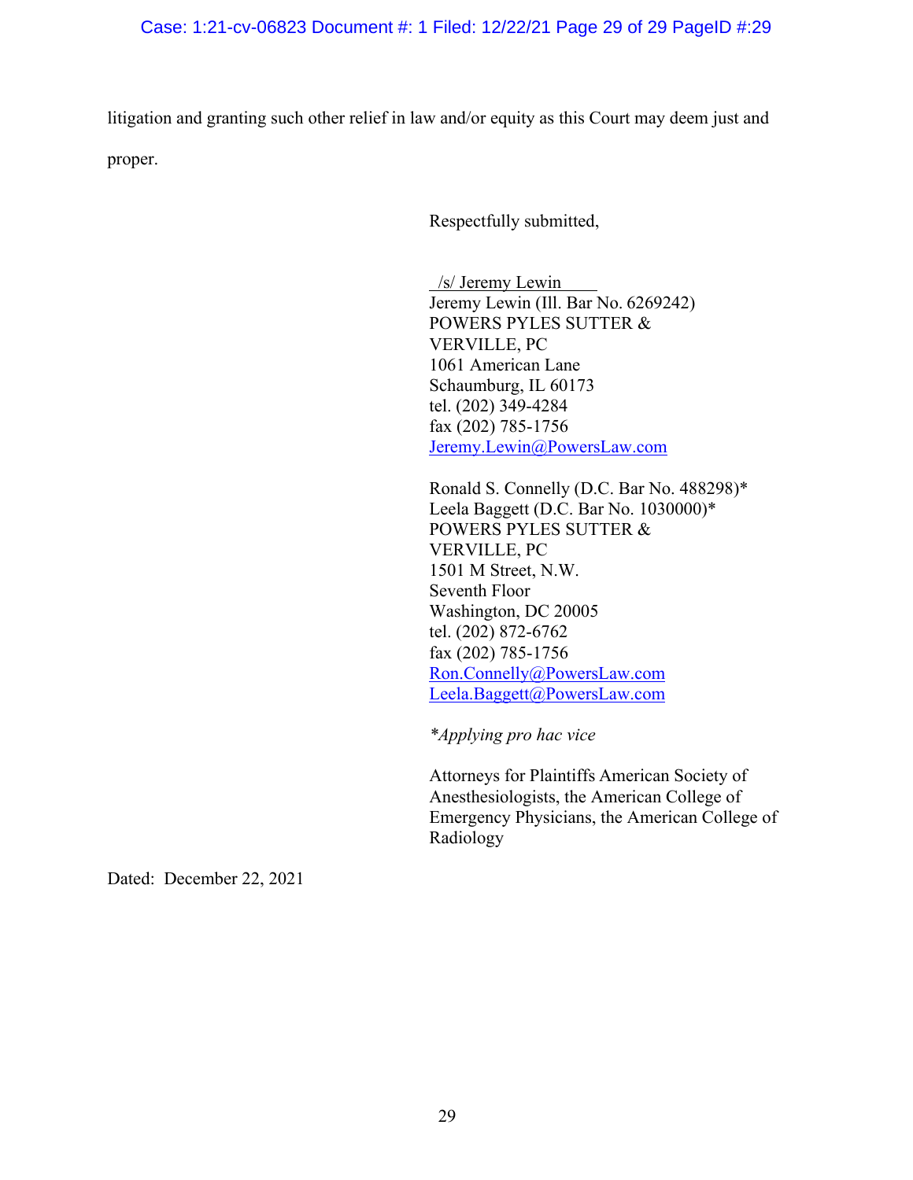litigation and granting such other relief in law and/or equity as this Court may deem just and proper.

Respectfully submitted,

/s/ Jeremy Lewin
Jeremy Lewin (Ill. Bar No. 6269242)
POWERS PYLES SUTTER &
VERVILLE, PC
1061 American Lane
Schaumburg, IL 60173
tel. (202) 349-4284
fax (202) 785-1756
Jeremy.Lewin@PowersLaw.com

Ronald S. Connelly (D.C. Bar No. 488298)*
Leela Baggett (D.C. Bar No. 1030000)*
POWERS PYLES SUTTER &
VERVILLE, PC
1501 M Street, N.W.
Seventh Floor
Washington, DC 20005
tel. (202) 872-6762
fax (202) 785-1756
Ron.Connelly@PowersLaw.com
Leela.Baggett@PowersLaw.com

*\*Applying pro hac vice*

Attorneys for Plaintiffs American Society of Anesthesiologists, the American College of Emergency Physicians, the American College of Radiology

Dated: December 22, 2021